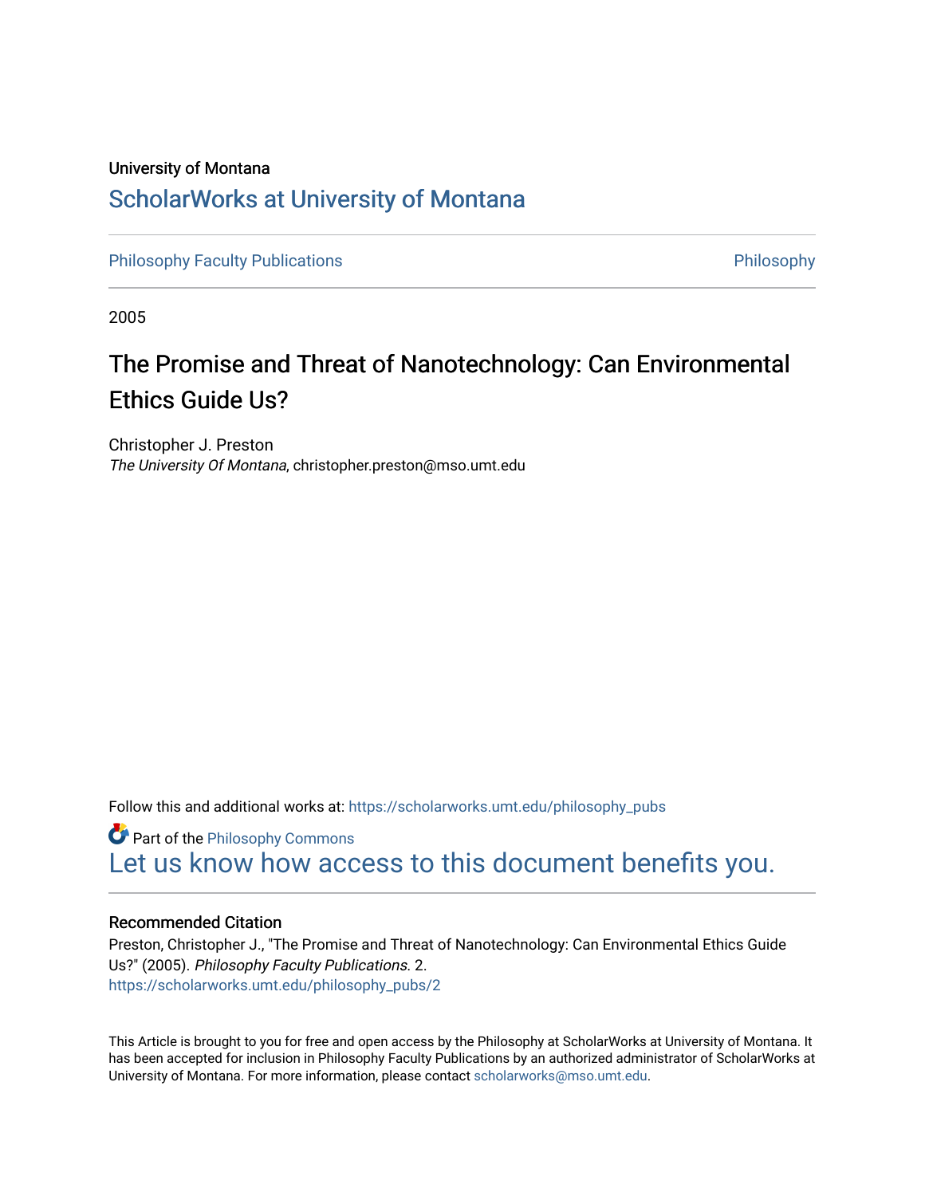University of Montana

# ScholarWorks at University of Montana

Philosophy Faculty Publications

Philosophy

2005

# The Promise and Threat of Nanotechnology: Can Environmental Ethics Guide Us?

Christopher J. Preston
*The University Of Montana*, christopher.preston@mso.umt.edu

Follow this and additional works at: https://scholarworks.umt.edu/philosophy_pubs

Part of the Philosophy Commons

Let us know how access to this document benefits you.

## Recommended Citation

Preston, Christopher J., "The Promise and Threat of Nanotechnology: Can Environmental Ethics Guide Us?" (2005). *Philosophy Faculty Publications*. 2.
https://scholarworks.umt.edu/philosophy_pubs/2

This Article is brought to you for free and open access by the Philosophy at ScholarWorks at University of Montana. It has been accepted for inclusion in Philosophy Faculty Publications by an authorized administrator of ScholarWorks at University of Montana. For more information, please contact scholarworks@mso.umt.edu.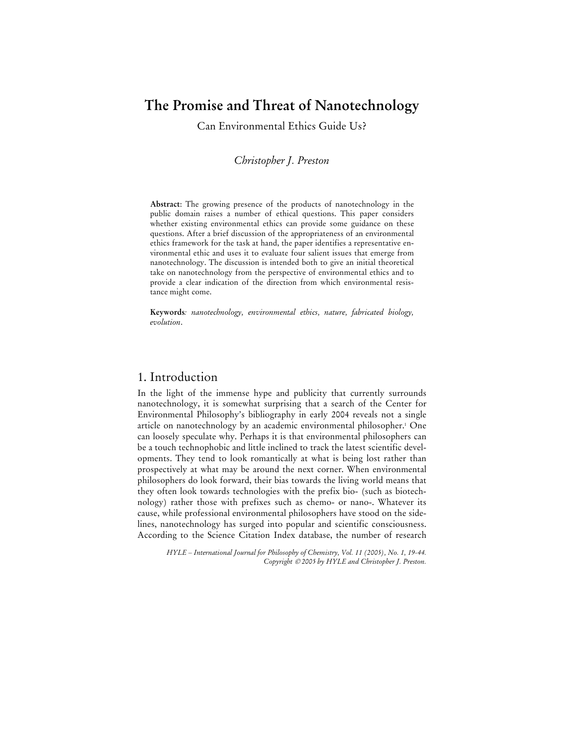# The Promise and Threat of Nanotechnology

Can Environmental Ethics Guide Us?

*Christopher J. Preston*

**Abstract**: The growing presence of the products of nanotechnology in the public domain raises a number of ethical questions. This paper considers whether existing environmental ethics can provide some guidance on these questions. After a brief discussion of the appropriateness of an environmental ethics framework for the task at hand, the paper identifies a representative environmental ethic and uses it to evaluate four salient issues that emerge from nanotechnology. The discussion is intended both to give an initial theoretical take on nanotechnology from the perspective of environmental ethics and to provide a clear indication of the direction from which environmental resistance might come.

**Keywords***: nanotechnology, environmental ethics, nature, fabricated biology, evolution*.

## 1. Introduction

In the light of the immense hype and publicity that currently surrounds nanotechnology, it is somewhat surprising that a search of the Center for Environmental Philosophy's bibliography in early 2004 reveals not a single article on nanotechnology by an academic environmental philosopher.[1] One can loosely speculate why. Perhaps it is that environmental philosophers can be a touch technophobic and little inclined to track the latest scientific developments. They tend to look romantically at what is being lost rather than prospectively at what may be around the next corner. When environmental philosophers do look forward, their bias towards the living world means that they often look towards technologies with the prefix bio- (such as biotechnology) rather those with prefixes such as chemo- or nano-. Whatever its cause, while professional environmental philosophers have stood on the sidelines, nanotechnology has surged into popular and scientific consciousness. According to the Science Citation Index database, the number of research

*HYLE – International Journal for Philosophy of Chemistry, Vol. 11 (2005), No. 1, 19-44.*
*Copyright © 2005 by HYLE and Christopher J. Preston.*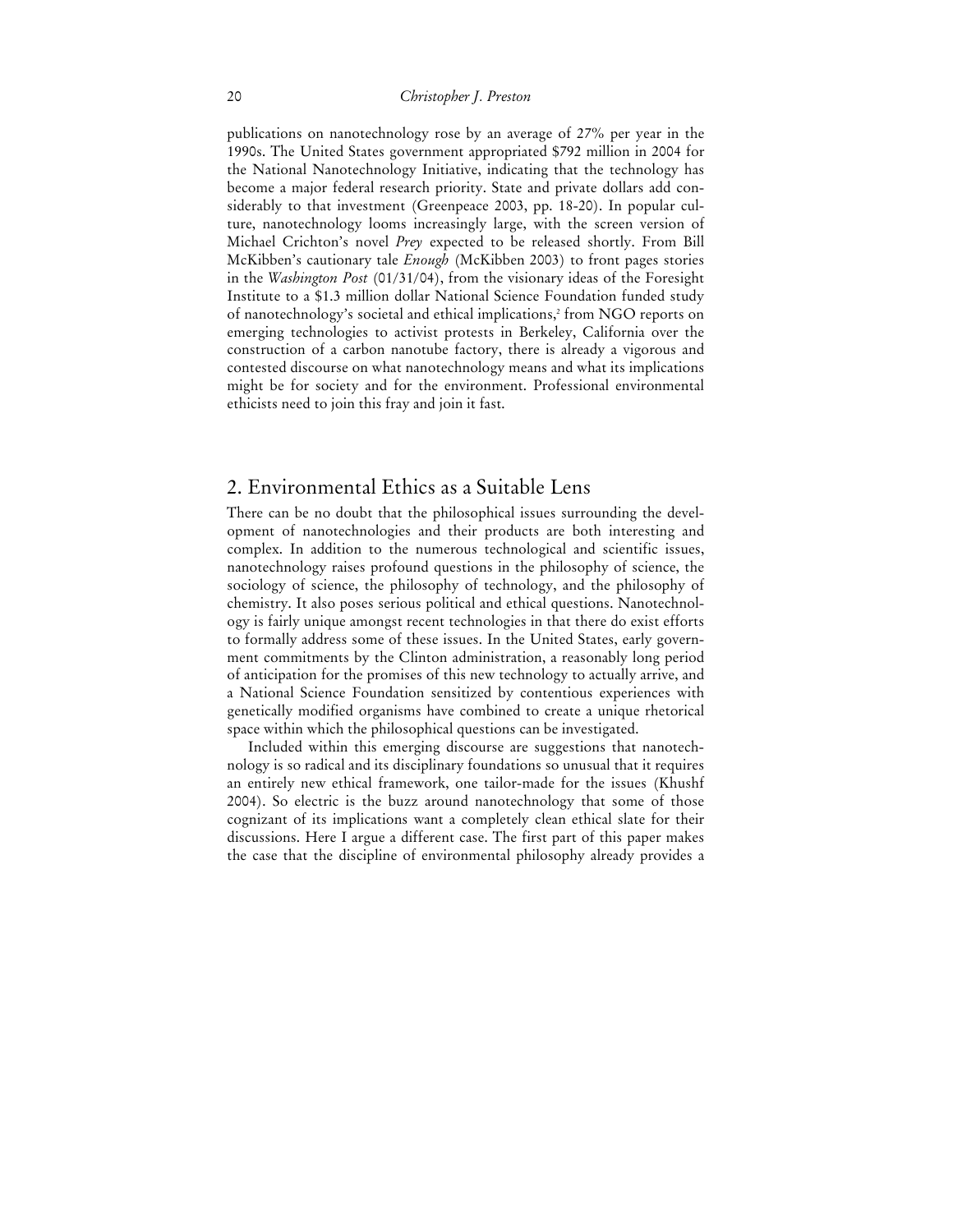publications on nanotechnology rose by an average of 27% per year in the 1990s. The United States government appropriated $792 million in 2004 for the National Nanotechnology Initiative, indicating that the technology has become a major federal research priority. State and private dollars add considerably to that investment (Greenpeace 2003, pp. 18-20). In popular culture, nanotechnology looms increasingly large, with the screen version of Michael Crichton's novel *Prey* expected to be released shortly. From Bill McKibben's cautionary tale *Enough* (McKibben 2003) to front pages stories in the *Washington Post* (01/31/04), from the visionary ideas of the Foresight Institute to a $1.3 million dollar National Science Foundation funded study of nanotechnology's societal and ethical implications,[2] from NGO reports on emerging technologies to activist protests in Berkeley, California over the construction of a carbon nanotube factory, there is already a vigorous and contested discourse on what nanotechnology means and what its implications might be for society and for the environment. Professional environmental ethicists need to join this fray and join it fast.

## 2. Environmental Ethics as a Suitable Lens

There can be no doubt that the philosophical issues surrounding the development of nanotechnologies and their products are both interesting and complex. In addition to the numerous technological and scientific issues, nanotechnology raises profound questions in the philosophy of science, the sociology of science, the philosophy of technology, and the philosophy of chemistry. It also poses serious political and ethical questions. Nanotechnology is fairly unique amongst recent technologies in that there do exist efforts to formally address some of these issues. In the United States, early government commitments by the Clinton administration, a reasonably long period of anticipation for the promises of this new technology to actually arrive, and a National Science Foundation sensitized by contentious experiences with genetically modified organisms have combined to create a unique rhetorical space within which the philosophical questions can be investigated.

Included within this emerging discourse are suggestions that nanotechnology is so radical and its disciplinary foundations so unusual that it requires an entirely new ethical framework, one tailor-made for the issues (Khushf 2004). So electric is the buzz around nanotechnology that some of those cognizant of its implications want a completely clean ethical slate for their discussions. Here I argue a different case. The first part of this paper makes the case that the discipline of environmental philosophy already provides a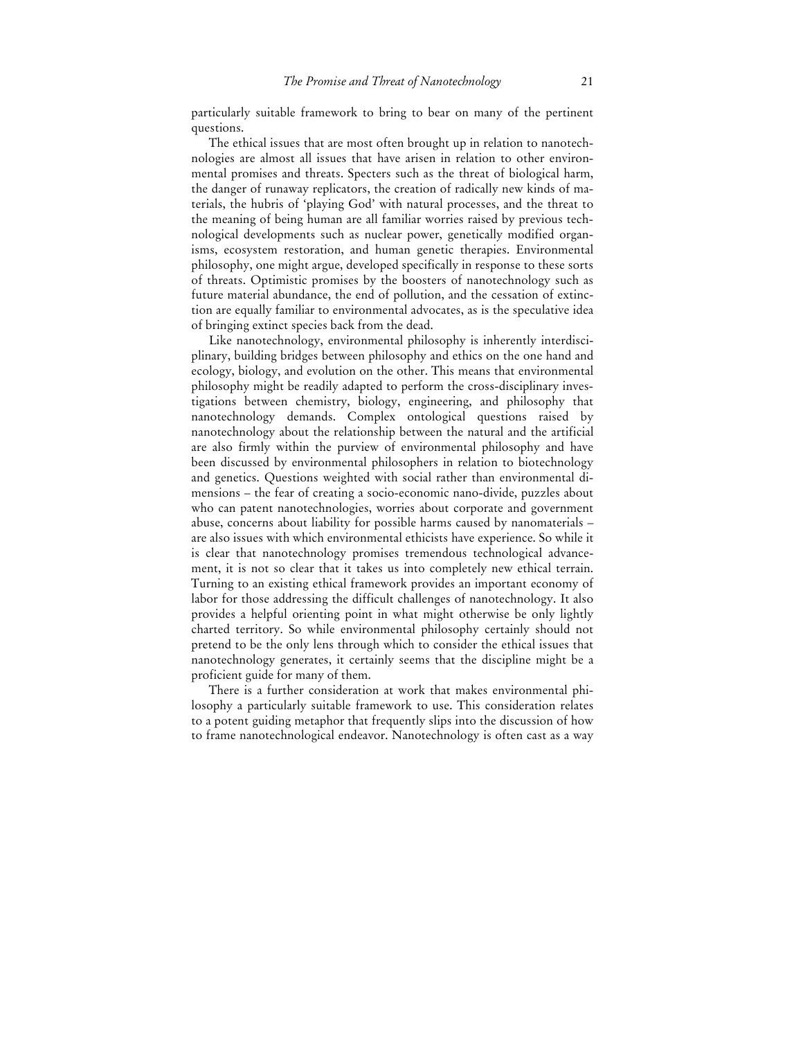particularly suitable framework to bring to bear on many of the pertinent questions.

The ethical issues that are most often brought up in relation to nanotechnologies are almost all issues that have arisen in relation to other environmental promises and threats. Specters such as the threat of biological harm, the danger of runaway replicators, the creation of radically new kinds of materials, the hubris of 'playing God' with natural processes, and the threat to the meaning of being human are all familiar worries raised by previous technological developments such as nuclear power, genetically modified organisms, ecosystem restoration, and human genetic therapies. Environmental philosophy, one might argue, developed specifically in response to these sorts of threats. Optimistic promises by the boosters of nanotechnology such as future material abundance, the end of pollution, and the cessation of extinction are equally familiar to environmental advocates, as is the speculative idea of bringing extinct species back from the dead.

Like nanotechnology, environmental philosophy is inherently interdisciplinary, building bridges between philosophy and ethics on the one hand and ecology, biology, and evolution on the other. This means that environmental philosophy might be readily adapted to perform the cross-disciplinary investigations between chemistry, biology, engineering, and philosophy that nanotechnology demands. Complex ontological questions raised by nanotechnology about the relationship between the natural and the artificial are also firmly within the purview of environmental philosophy and have been discussed by environmental philosophers in relation to biotechnology and genetics. Questions weighted with social rather than environmental dimensions – the fear of creating a socio-economic nano-divide, puzzles about who can patent nanotechnologies, worries about corporate and government abuse, concerns about liability for possible harms caused by nanomaterials – are also issues with which environmental ethicists have experience. So while it is clear that nanotechnology promises tremendous technological advancement, it is not so clear that it takes us into completely new ethical terrain. Turning to an existing ethical framework provides an important economy of labor for those addressing the difficult challenges of nanotechnology. It also provides a helpful orienting point in what might otherwise be only lightly charted territory. So while environmental philosophy certainly should not pretend to be the only lens through which to consider the ethical issues that nanotechnology generates, it certainly seems that the discipline might be a proficient guide for many of them.

There is a further consideration at work that makes environmental philosophy a particularly suitable framework to use. This consideration relates to a potent guiding metaphor that frequently slips into the discussion of how to frame nanotechnological endeavor. Nanotechnology is often cast as a way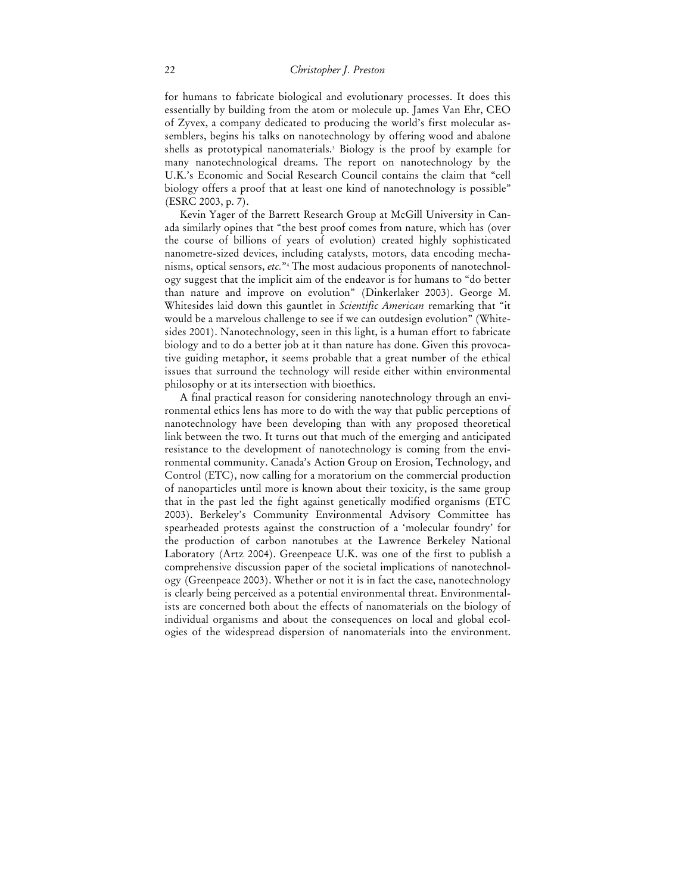for humans to fabricate biological and evolutionary processes. It does this essentially by building from the atom or molecule up. James Van Ehr, CEO of Zyvex, a company dedicated to producing the world's first molecular assemblers, begins his talks on nanotechnology by offering wood and abalone shells as prototypical nanomaterials.[3] Biology is the proof by example for many nanotechnological dreams. The report on nanotechnology by the U.K.'s Economic and Social Research Council contains the claim that "cell biology offers a proof that at least one kind of nanotechnology is possible" (ESRC 2003, p. 7).

Kevin Yager of the Barrett Research Group at McGill University in Canada similarly opines that "the best proof comes from nature, which has (over the course of billions of years of evolution) created highly sophisticated nanometre-sized devices, including catalysts, motors, data encoding mechanisms, optical sensors, *etc.*"[4] The most audacious proponents of nanotechnology suggest that the implicit aim of the endeavor is for humans to "do better than nature and improve on evolution" (Dinkerlaker 2003). George M. Whitesides laid down this gauntlet in *Scientific American* remarking that "it would be a marvelous challenge to see if we can outdesign evolution" (Whitesides 2001). Nanotechnology, seen in this light, is a human effort to fabricate biology and to do a better job at it than nature has done. Given this provocative guiding metaphor, it seems probable that a great number of the ethical issues that surround the technology will reside either within environmental philosophy or at its intersection with bioethics.

A final practical reason for considering nanotechnology through an environmental ethics lens has more to do with the way that public perceptions of nanotechnology have been developing than with any proposed theoretical link between the two. It turns out that much of the emerging and anticipated resistance to the development of nanotechnology is coming from the environmental community. Canada's Action Group on Erosion, Technology, and Control (ETC), now calling for a moratorium on the commercial production of nanoparticles until more is known about their toxicity, is the same group that in the past led the fight against genetically modified organisms (ETC 2003). Berkeley's Community Environmental Advisory Committee has spearheaded protests against the construction of a 'molecular foundry' for the production of carbon nanotubes at the Lawrence Berkeley National Laboratory (Artz 2004). Greenpeace U.K. was one of the first to publish a comprehensive discussion paper of the societal implications of nanotechnology (Greenpeace 2003). Whether or not it is in fact the case, nanotechnology is clearly being perceived as a potential environmental threat. Environmentalists are concerned both about the effects of nanomaterials on the biology of individual organisms and about the consequences on local and global ecologies of the widespread dispersion of nanomaterials into the environment.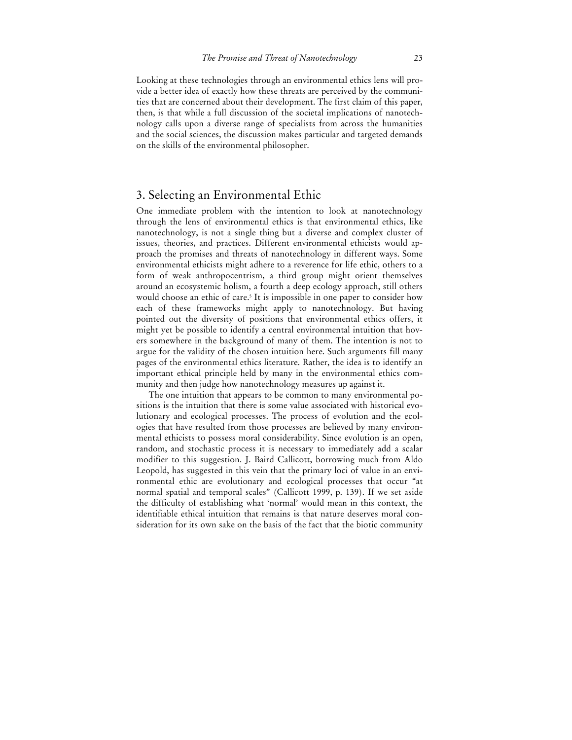Looking at these technologies through an environmental ethics lens will provide a better idea of exactly how these threats are perceived by the communities that are concerned about their development. The first claim of this paper, then, is that while a full discussion of the societal implications of nanotechnology calls upon a diverse range of specialists from across the humanities and the social sciences, the discussion makes particular and targeted demands on the skills of the environmental philosopher.

## 3. Selecting an Environmental Ethic

One immediate problem with the intention to look at nanotechnology through the lens of environmental ethics is that environmental ethics, like nanotechnology, is not a single thing but a diverse and complex cluster of issues, theories, and practices. Different environmental ethicists would approach the promises and threats of nanotechnology in different ways. Some environmental ethicists might adhere to a reverence for life ethic, others to a form of weak anthropocentrism, a third group might orient themselves around an ecosystemic holism, a fourth a deep ecology approach, still others would choose an ethic of care.[5] It is impossible in one paper to consider how each of these frameworks might apply to nanotechnology. But having pointed out the diversity of positions that environmental ethics offers, it might yet be possible to identify a central environmental intuition that hovers somewhere in the background of many of them. The intention is not to argue for the validity of the chosen intuition here. Such arguments fill many pages of the environmental ethics literature. Rather, the idea is to identify an important ethical principle held by many in the environmental ethics community and then judge how nanotechnology measures up against it.

The one intuition that appears to be common to many environmental positions is the intuition that there is some value associated with historical evolutionary and ecological processes. The process of evolution and the ecologies that have resulted from those processes are believed by many environmental ethicists to possess moral considerability. Since evolution is an open, random, and stochastic process it is necessary to immediately add a scalar modifier to this suggestion. J. Baird Callicott, borrowing much from Aldo Leopold, has suggested in this vein that the primary loci of value in an environmental ethic are evolutionary and ecological processes that occur "at normal spatial and temporal scales" (Callicott 1999, p. 139). If we set aside the difficulty of establishing what 'normal' would mean in this context, the identifiable ethical intuition that remains is that nature deserves moral consideration for its own sake on the basis of the fact that the biotic community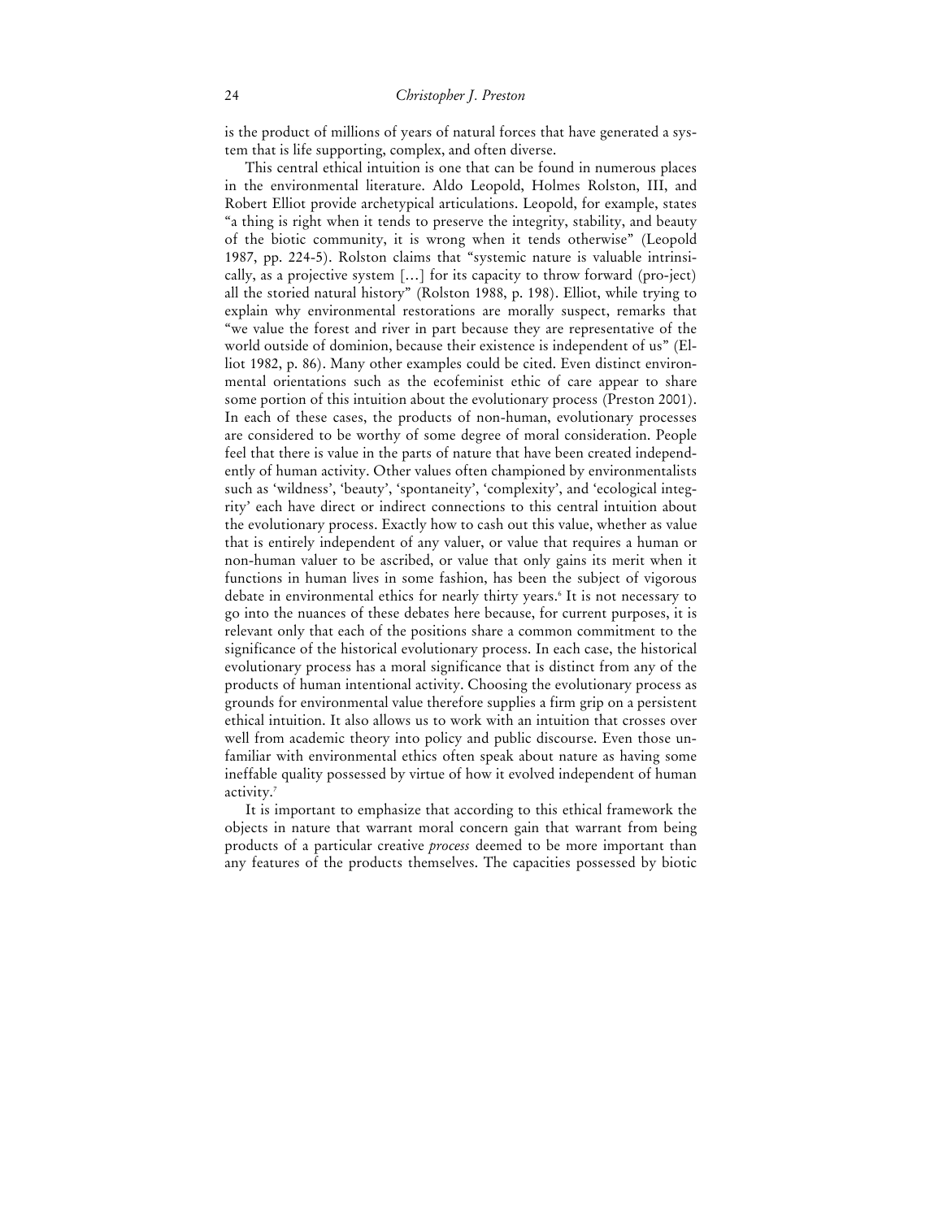is the product of millions of years of natural forces that have generated a system that is life supporting, complex, and often diverse.

This central ethical intuition is one that can be found in numerous places in the environmental literature. Aldo Leopold, Holmes Rolston, III, and Robert Elliot provide archetypical articulations. Leopold, for example, states "a thing is right when it tends to preserve the integrity, stability, and beauty of the biotic community, it is wrong when it tends otherwise" (Leopold 1987, pp. 224-5). Rolston claims that "systemic nature is valuable intrinsically, as a projective system […] for its capacity to throw forward (pro-ject) all the storied natural history" (Rolston 1988, p. 198). Elliot, while trying to explain why environmental restorations are morally suspect, remarks that "we value the forest and river in part because they are representative of the world outside of dominion, because their existence is independent of us" (Elliot 1982, p. 86). Many other examples could be cited. Even distinct environmental orientations such as the ecofeminist ethic of care appear to share some portion of this intuition about the evolutionary process (Preston 2001). In each of these cases, the products of non-human, evolutionary processes are considered to be worthy of some degree of moral consideration. People feel that there is value in the parts of nature that have been created independently of human activity. Other values often championed by environmentalists such as 'wildness', 'beauty', 'spontaneity', 'complexity', and 'ecological integrity' each have direct or indirect connections to this central intuition about the evolutionary process. Exactly how to cash out this value, whether as value that is entirely independent of any valuer, or value that requires a human or non-human valuer to be ascribed, or value that only gains its merit when it functions in human lives in some fashion, has been the subject of vigorous debate in environmental ethics for nearly thirty years.[6] It is not necessary to go into the nuances of these debates here because, for current purposes, it is relevant only that each of the positions share a common commitment to the significance of the historical evolutionary process. In each case, the historical evolutionary process has a moral significance that is distinct from any of the products of human intentional activity. Choosing the evolutionary process as grounds for environmental value therefore supplies a firm grip on a persistent ethical intuition. It also allows us to work with an intuition that crosses over well from academic theory into policy and public discourse. Even those unfamiliar with environmental ethics often speak about nature as having some ineffable quality possessed by virtue of how it evolved independent of human activity.[7]

It is important to emphasize that according to this ethical framework the objects in nature that warrant moral concern gain that warrant from being products of a particular creative *process* deemed to be more important than any features of the products themselves. The capacities possessed by biotic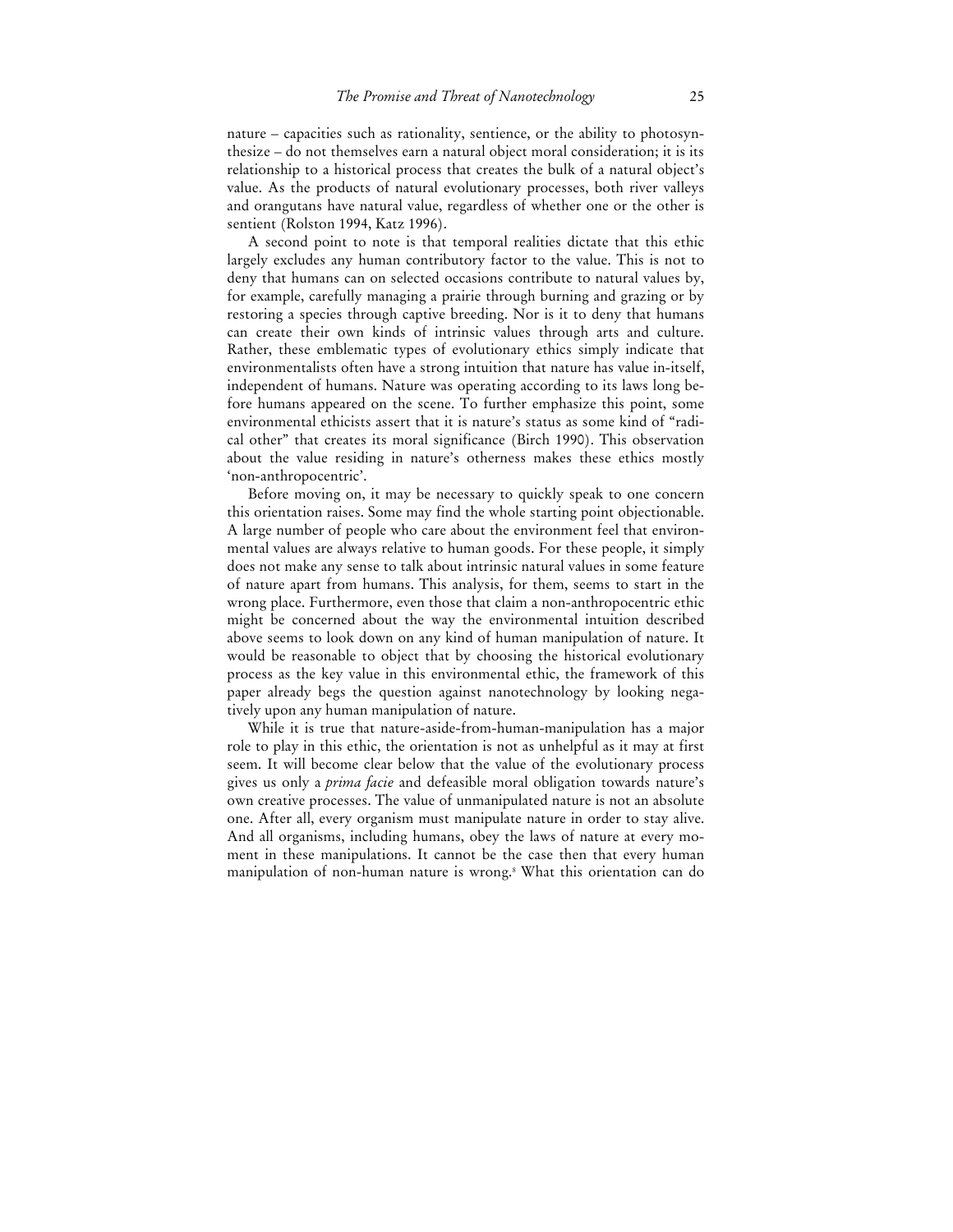nature – capacities such as rationality, sentience, or the ability to photosynthesize – do not themselves earn a natural object moral consideration; it is its relationship to a historical process that creates the bulk of a natural object's value. As the products of natural evolutionary processes, both river valleys and orangutans have natural value, regardless of whether one or the other is sentient (Rolston 1994, Katz 1996).

A second point to note is that temporal realities dictate that this ethic largely excludes any human contributory factor to the value. This is not to deny that humans can on selected occasions contribute to natural values by, for example, carefully managing a prairie through burning and grazing or by restoring a species through captive breeding. Nor is it to deny that humans can create their own kinds of intrinsic values through arts and culture. Rather, these emblematic types of evolutionary ethics simply indicate that environmentalists often have a strong intuition that nature has value in-itself, independent of humans. Nature was operating according to its laws long before humans appeared on the scene. To further emphasize this point, some environmental ethicists assert that it is nature's status as some kind of "radical other" that creates its moral significance (Birch 1990). This observation about the value residing in nature's otherness makes these ethics mostly 'non-anthropocentric'.

Before moving on, it may be necessary to quickly speak to one concern this orientation raises. Some may find the whole starting point objectionable. A large number of people who care about the environment feel that environmental values are always relative to human goods. For these people, it simply does not make any sense to talk about intrinsic natural values in some feature of nature apart from humans. This analysis, for them, seems to start in the wrong place. Furthermore, even those that claim a non-anthropocentric ethic might be concerned about the way the environmental intuition described above seems to look down on any kind of human manipulation of nature. It would be reasonable to object that by choosing the historical evolutionary process as the key value in this environmental ethic, the framework of this paper already begs the question against nanotechnology by looking negatively upon any human manipulation of nature.

While it is true that nature-aside-from-human-manipulation has a major role to play in this ethic, the orientation is not as unhelpful as it may at first seem. It will become clear below that the value of the evolutionary process gives us only a *prima facie* and defeasible moral obligation towards nature's own creative processes. The value of unmanipulated nature is not an absolute one. After all, every organism must manipulate nature in order to stay alive. And all organisms, including humans, obey the laws of nature at every moment in these manipulations. It cannot be the case then that every human manipulation of non-human nature is wrong.[8] What this orientation can do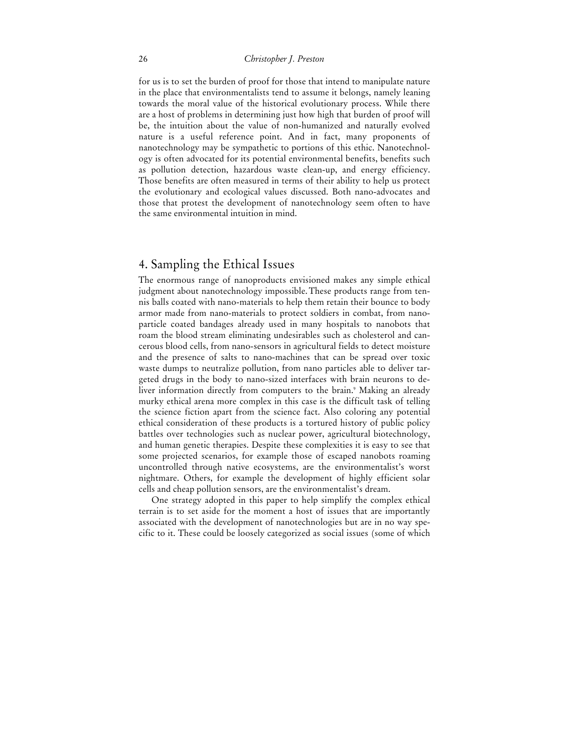for us is to set the burden of proof for those that intend to manipulate nature in the place that environmentalists tend to assume it belongs, namely leaning towards the moral value of the historical evolutionary process. While there are a host of problems in determining just how high that burden of proof will be, the intuition about the value of non-humanized and naturally evolved nature is a useful reference point. And in fact, many proponents of nanotechnology may be sympathetic to portions of this ethic. Nanotechnology is often advocated for its potential environmental benefits, benefits such as pollution detection, hazardous waste clean-up, and energy efficiency. Those benefits are often measured in terms of their ability to help us protect the evolutionary and ecological values discussed. Both nano-advocates and those that protest the development of nanotechnology seem often to have the same environmental intuition in mind.

## 4. Sampling the Ethical Issues

The enormous range of nanoproducts envisioned makes any simple ethical judgment about nanotechnology impossible. These products range from tennis balls coated with nano-materials to help them retain their bounce to body armor made from nano-materials to protect soldiers in combat, from nanoparticle coated bandages already used in many hospitals to nanobots that roam the blood stream eliminating undesirables such as cholesterol and cancerous blood cells, from nano-sensors in agricultural fields to detect moisture and the presence of salts to nano-machines that can be spread over toxic waste dumps to neutralize pollution, from nano particles able to deliver targeted drugs in the body to nano-sized interfaces with brain neurons to deliver information directly from computers to the brain.[9] Making an already murky ethical arena more complex in this case is the difficult task of telling the science fiction apart from the science fact. Also coloring any potential ethical consideration of these products is a tortured history of public policy battles over technologies such as nuclear power, agricultural biotechnology, and human genetic therapies. Despite these complexities it is easy to see that some projected scenarios, for example those of escaped nanobots roaming uncontrolled through native ecosystems, are the environmentalist's worst nightmare. Others, for example the development of highly efficient solar cells and cheap pollution sensors, are the environmentalist's dream.

One strategy adopted in this paper to help simplify the complex ethical terrain is to set aside for the moment a host of issues that are importantly associated with the development of nanotechnologies but are in no way specific to it. These could be loosely categorized as social issues (some of which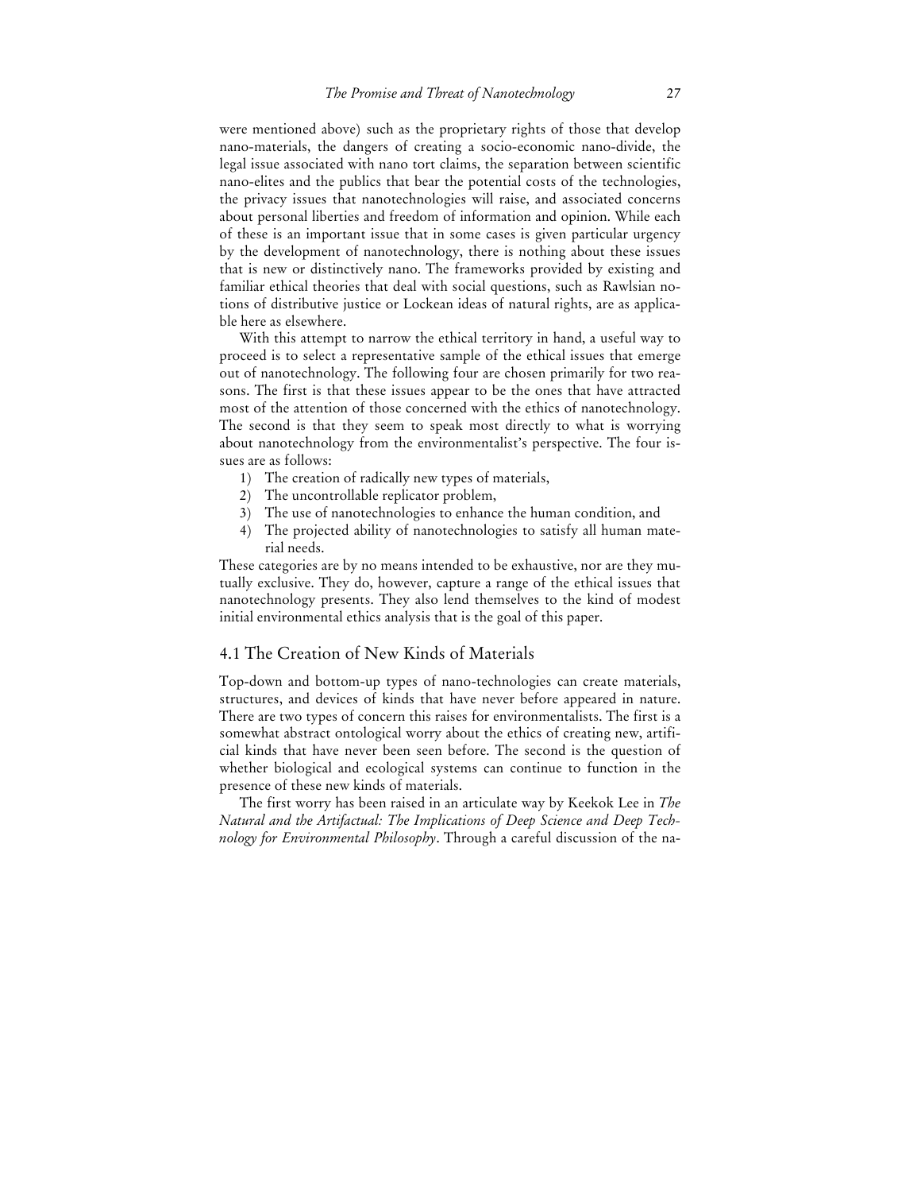were mentioned above) such as the proprietary rights of those that develop nano-materials, the dangers of creating a socio-economic nano-divide, the legal issue associated with nano tort claims, the separation between scientific nano-elites and the publics that bear the potential costs of the technologies, the privacy issues that nanotechnologies will raise, and associated concerns about personal liberties and freedom of information and opinion. While each of these is an important issue that in some cases is given particular urgency by the development of nanotechnology, there is nothing about these issues that is new or distinctively nano. The frameworks provided by existing and familiar ethical theories that deal with social questions, such as Rawlsian notions of distributive justice or Lockean ideas of natural rights, are as applicable here as elsewhere.

With this attempt to narrow the ethical territory in hand, a useful way to proceed is to select a representative sample of the ethical issues that emerge out of nanotechnology. The following four are chosen primarily for two reasons. The first is that these issues appear to be the ones that have attracted most of the attention of those concerned with the ethics of nanotechnology. The second is that they seem to speak most directly to what is worrying about nanotechnology from the environmentalist's perspective. The four issues are as follows:

1) The creation of radically new types of materials,
2) The uncontrollable replicator problem,
3) The use of nanotechnologies to enhance the human condition, and
4) The projected ability of nanotechnologies to satisfy all human material needs.

These categories are by no means intended to be exhaustive, nor are they mutually exclusive. They do, however, capture a range of the ethical issues that nanotechnology presents. They also lend themselves to the kind of modest initial environmental ethics analysis that is the goal of this paper.

## 4.1 The Creation of New Kinds of Materials

Top-down and bottom-up types of nano-technologies can create materials, structures, and devices of kinds that have never before appeared in nature. There are two types of concern this raises for environmentalists. The first is a somewhat abstract ontological worry about the ethics of creating new, artificial kinds that have never been seen before. The second is the question of whether biological and ecological systems can continue to function in the presence of these new kinds of materials.

The first worry has been raised in an articulate way by Keekok Lee in *The Natural and the Artifactual: The Implications of Deep Science and Deep Technology for Environmental Philosophy*. Through a careful discussion of the na-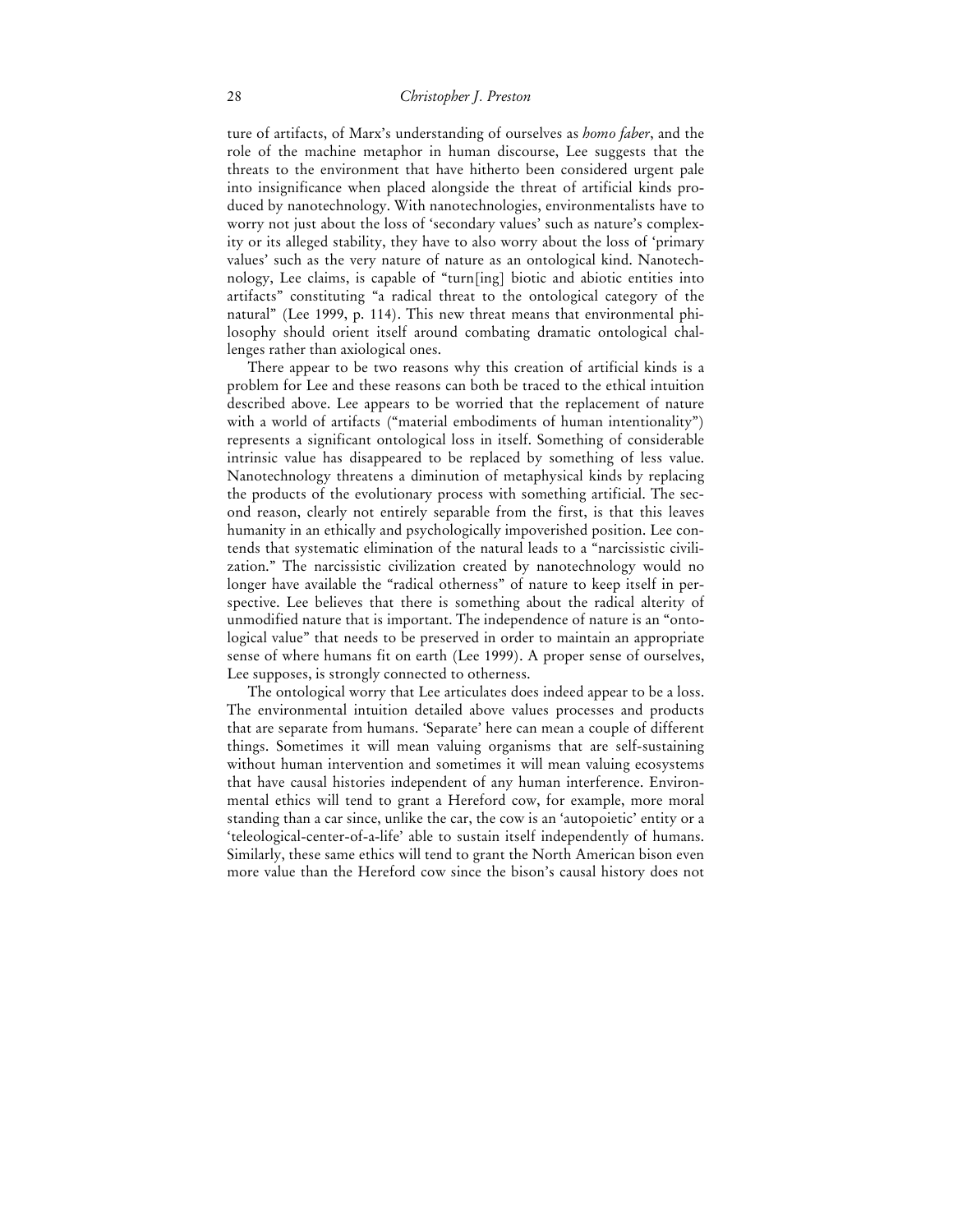ture of artifacts, of Marx's understanding of ourselves as *homo faber*, and the role of the machine metaphor in human discourse, Lee suggests that the threats to the environment that have hitherto been considered urgent pale into insignificance when placed alongside the threat of artificial kinds produced by nanotechnology. With nanotechnologies, environmentalists have to worry not just about the loss of 'secondary values' such as nature's complexity or its alleged stability, they have to also worry about the loss of 'primary values' such as the very nature of nature as an ontological kind. Nanotechnology, Lee claims, is capable of "turn[ing] biotic and abiotic entities into artifacts" constituting "a radical threat to the ontological category of the natural" (Lee 1999, p. 114). This new threat means that environmental philosophy should orient itself around combating dramatic ontological challenges rather than axiological ones.

There appear to be two reasons why this creation of artificial kinds is a problem for Lee and these reasons can both be traced to the ethical intuition described above. Lee appears to be worried that the replacement of nature with a world of artifacts ("material embodiments of human intentionality") represents a significant ontological loss in itself. Something of considerable intrinsic value has disappeared to be replaced by something of less value. Nanotechnology threatens a diminution of metaphysical kinds by replacing the products of the evolutionary process with something artificial. The second reason, clearly not entirely separable from the first, is that this leaves humanity in an ethically and psychologically impoverished position. Lee contends that systematic elimination of the natural leads to a "narcissistic civilization." The narcissistic civilization created by nanotechnology would no longer have available the "radical otherness" of nature to keep itself in perspective. Lee believes that there is something about the radical alterity of unmodified nature that is important. The independence of nature is an "ontological value" that needs to be preserved in order to maintain an appropriate sense of where humans fit on earth (Lee 1999). A proper sense of ourselves, Lee supposes, is strongly connected to otherness.

The ontological worry that Lee articulates does indeed appear to be a loss. The environmental intuition detailed above values processes and products that are separate from humans. 'Separate' here can mean a couple of different things. Sometimes it will mean valuing organisms that are self-sustaining without human intervention and sometimes it will mean valuing ecosystems that have causal histories independent of any human interference. Environmental ethics will tend to grant a Hereford cow, for example, more moral standing than a car since, unlike the car, the cow is an 'autopoietic' entity or a 'teleological-center-of-a-life' able to sustain itself independently of humans. Similarly, these same ethics will tend to grant the North American bison even more value than the Hereford cow since the bison's causal history does not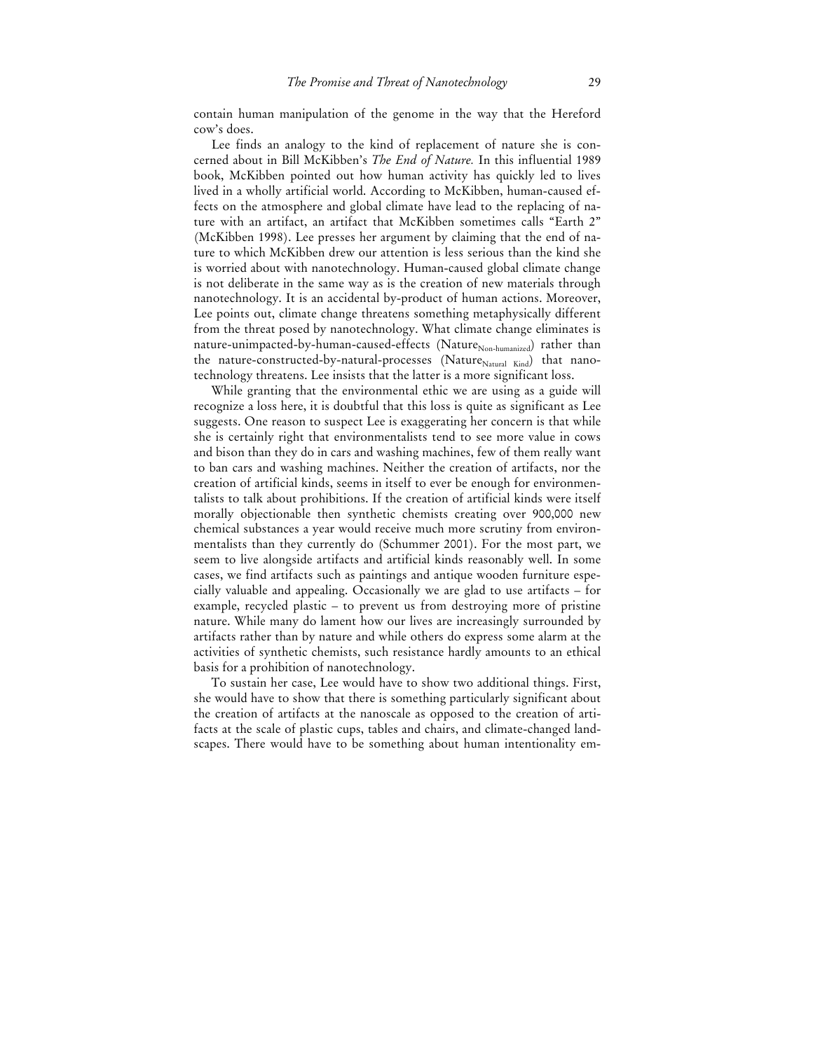contain human manipulation of the genome in the way that the Hereford cow's does.

Lee finds an analogy to the kind of replacement of nature she is concerned about in Bill McKibben's *The End of Nature.* In this influential 1989 book, McKibben pointed out how human activity has quickly led to lives lived in a wholly artificial world. According to McKibben, human-caused effects on the atmosphere and global climate have lead to the replacing of nature with an artifact, an artifact that McKibben sometimes calls "Earth 2" (McKibben 1998). Lee presses her argument by claiming that the end of nature to which McKibben drew our attention is less serious than the kind she is worried about with nanotechnology. Human-caused global climate change is not deliberate in the same way as is the creation of new materials through nanotechnology. It is an accidental by-product of human actions. Moreover, Lee points out, climate change threatens something metaphysically different from the threat posed by nanotechnology. What climate change eliminates is nature-unimpacted-by-human-caused-effects ($\text{Nature}_{\text{Non-humanized}}$) rather than the nature-constructed-by-natural-processes ($\text{Nature}_{\text{Natural Kind}}$) that nanotechnology threatens. Lee insists that the latter is a more significant loss.

While granting that the environmental ethic we are using as a guide will recognize a loss here, it is doubtful that this loss is quite as significant as Lee suggests. One reason to suspect Lee is exaggerating her concern is that while she is certainly right that environmentalists tend to see more value in cows and bison than they do in cars and washing machines, few of them really want to ban cars and washing machines. Neither the creation of artifacts, nor the creation of artificial kinds, seems in itself to ever be enough for environmentalists to talk about prohibitions. If the creation of artificial kinds were itself morally objectionable then synthetic chemists creating over 900,000 new chemical substances a year would receive much more scrutiny from environmentalists than they currently do (Schummer 2001). For the most part, we seem to live alongside artifacts and artificial kinds reasonably well. In some cases, we find artifacts such as paintings and antique wooden furniture especially valuable and appealing. Occasionally we are glad to use artifacts – for example, recycled plastic – to prevent us from destroying more of pristine nature. While many do lament how our lives are increasingly surrounded by artifacts rather than by nature and while others do express some alarm at the activities of synthetic chemists, such resistance hardly amounts to an ethical basis for a prohibition of nanotechnology.

To sustain her case, Lee would have to show two additional things. First, she would have to show that there is something particularly significant about the creation of artifacts at the nanoscale as opposed to the creation of artifacts at the scale of plastic cups, tables and chairs, and climate-changed landscapes. There would have to be something about human intentionality em-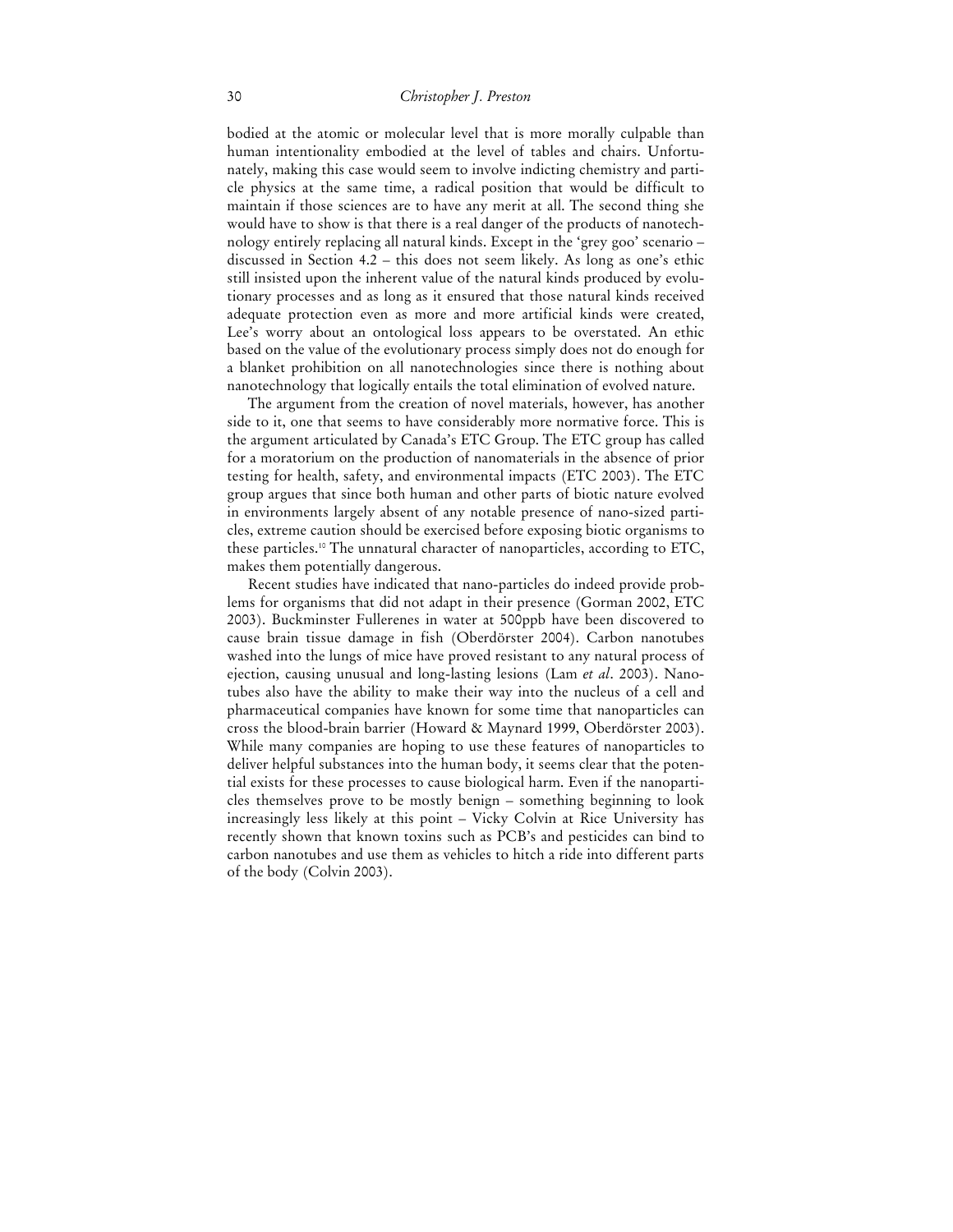bodied at the atomic or molecular level that is more morally culpable than human intentionality embodied at the level of tables and chairs. Unfortunately, making this case would seem to involve indicting chemistry and particle physics at the same time, a radical position that would be difficult to maintain if those sciences are to have any merit at all. The second thing she would have to show is that there is a real danger of the products of nanotechnology entirely replacing all natural kinds. Except in the 'grey goo' scenario – discussed in Section 4.2 – this does not seem likely. As long as one's ethic still insisted upon the inherent value of the natural kinds produced by evolutionary processes and as long as it ensured that those natural kinds received adequate protection even as more and more artificial kinds were created, Lee's worry about an ontological loss appears to be overstated. An ethic based on the value of the evolutionary process simply does not do enough for a blanket prohibition on all nanotechnologies since there is nothing about nanotechnology that logically entails the total elimination of evolved nature.

The argument from the creation of novel materials, however, has another side to it, one that seems to have considerably more normative force. This is the argument articulated by Canada's ETC Group. The ETC group has called for a moratorium on the production of nanomaterials in the absence of prior testing for health, safety, and environmental impacts (ETC 2003). The ETC group argues that since both human and other parts of biotic nature evolved in environments largely absent of any notable presence of nano-sized particles, extreme caution should be exercised before exposing biotic organisms to these particles.[10] The unnatural character of nanoparticles, according to ETC, makes them potentially dangerous.

Recent studies have indicated that nano-particles do indeed provide problems for organisms that did not adapt in their presence (Gorman 2002, ETC 2003). Buckminster Fullerenes in water at 500ppb have been discovered to cause brain tissue damage in fish (Oberdörster 2004). Carbon nanotubes washed into the lungs of mice have proved resistant to any natural process of ejection, causing unusual and long-lasting lesions (Lam *et al*. 2003). Nanotubes also have the ability to make their way into the nucleus of a cell and pharmaceutical companies have known for some time that nanoparticles can cross the blood-brain barrier (Howard & Maynard 1999, Oberdörster 2003). While many companies are hoping to use these features of nanoparticles to deliver helpful substances into the human body, it seems clear that the potential exists for these processes to cause biological harm. Even if the nanoparticles themselves prove to be mostly benign – something beginning to look increasingly less likely at this point – Vicky Colvin at Rice University has recently shown that known toxins such as PCB's and pesticides can bind to carbon nanotubes and use them as vehicles to hitch a ride into different parts of the body (Colvin 2003).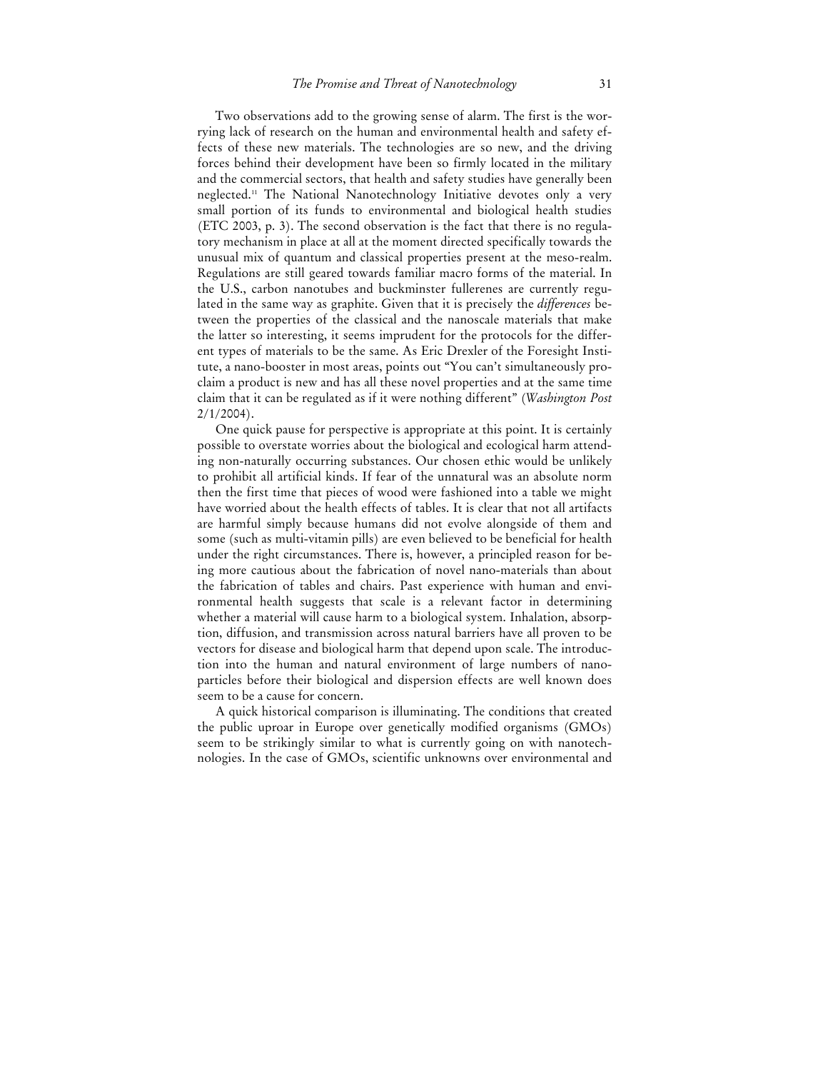Two observations add to the growing sense of alarm. The first is the worrying lack of research on the human and environmental health and safety effects of these new materials. The technologies are so new, and the driving forces behind their development have been so firmly located in the military and the commercial sectors, that health and safety studies have generally been neglected.[11] The National Nanotechnology Initiative devotes only a very small portion of its funds to environmental and biological health studies (ETC 2003, p. 3). The second observation is the fact that there is no regulatory mechanism in place at all at the moment directed specifically towards the unusual mix of quantum and classical properties present at the meso-realm. Regulations are still geared towards familiar macro forms of the material. In the U.S., carbon nanotubes and buckminster fullerenes are currently regulated in the same way as graphite. Given that it is precisely the *differences* between the properties of the classical and the nanoscale materials that make the latter so interesting, it seems imprudent for the protocols for the different types of materials to be the same. As Eric Drexler of the Foresight Institute, a nano-booster in most areas, points out "You can't simultaneously proclaim a product is new and has all these novel properties and at the same time claim that it can be regulated as if it were nothing different" (*Washington Post* 2/1/2004).

One quick pause for perspective is appropriate at this point. It is certainly possible to overstate worries about the biological and ecological harm attending non-naturally occurring substances. Our chosen ethic would be unlikely to prohibit all artificial kinds. If fear of the unnatural was an absolute norm then the first time that pieces of wood were fashioned into a table we might have worried about the health effects of tables. It is clear that not all artifacts are harmful simply because humans did not evolve alongside of them and some (such as multi-vitamin pills) are even believed to be beneficial for health under the right circumstances. There is, however, a principled reason for being more cautious about the fabrication of novel nano-materials than about the fabrication of tables and chairs. Past experience with human and environmental health suggests that scale is a relevant factor in determining whether a material will cause harm to a biological system. Inhalation, absorption, diffusion, and transmission across natural barriers have all proven to be vectors for disease and biological harm that depend upon scale. The introduction into the human and natural environment of large numbers of nanoparticles before their biological and dispersion effects are well known does seem to be a cause for concern.

A quick historical comparison is illuminating. The conditions that created the public uproar in Europe over genetically modified organisms (GMOs) seem to be strikingly similar to what is currently going on with nanotechnologies. In the case of GMOs, scientific unknowns over environmental and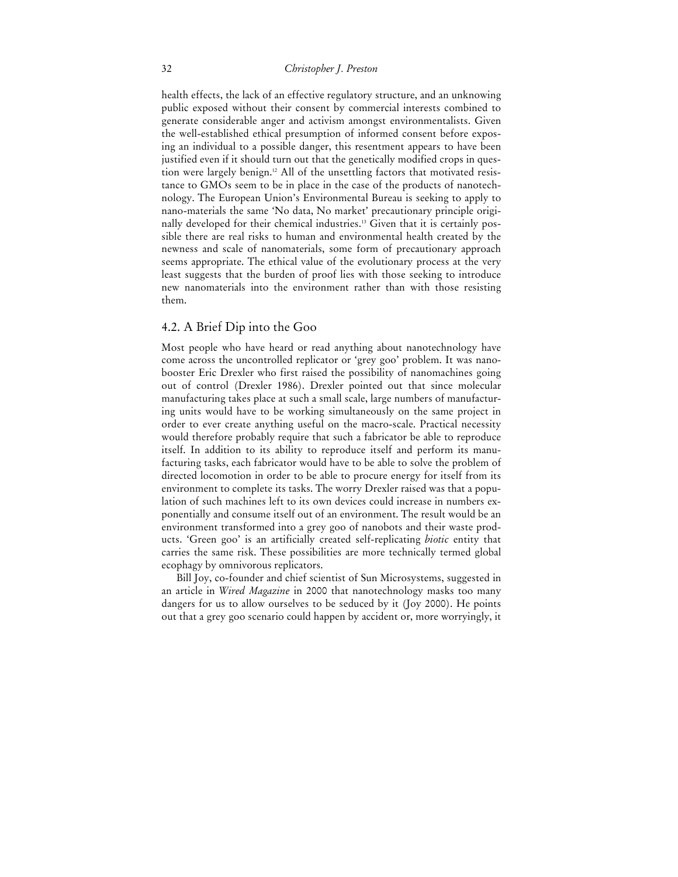health effects, the lack of an effective regulatory structure, and an unknowing public exposed without their consent by commercial interests combined to generate considerable anger and activism amongst environmentalists. Given the well-established ethical presumption of informed consent before exposing an individual to a possible danger, this resentment appears to have been justified even if it should turn out that the genetically modified crops in question were largely benign.[12] All of the unsettling factors that motivated resistance to GMOs seem to be in place in the case of the products of nanotechnology. The European Union's Environmental Bureau is seeking to apply to nano-materials the same 'No data, No market' precautionary principle originally developed for their chemical industries.[13] Given that it is certainly possible there are real risks to human and environmental health created by the newness and scale of nanomaterials, some form of precautionary approach seems appropriate. The ethical value of the evolutionary process at the very least suggests that the burden of proof lies with those seeking to introduce new nanomaterials into the environment rather than with those resisting them.

## 4.2. A Brief Dip into the Goo

Most people who have heard or read anything about nanotechnology have come across the uncontrolled replicator or 'grey goo' problem. It was nanobooster Eric Drexler who first raised the possibility of nanomachines going out of control (Drexler 1986). Drexler pointed out that since molecular manufacturing takes place at such a small scale, large numbers of manufacturing units would have to be working simultaneously on the same project in order to ever create anything useful on the macro-scale. Practical necessity would therefore probably require that such a fabricator be able to reproduce itself. In addition to its ability to reproduce itself and perform its manufacturing tasks, each fabricator would have to be able to solve the problem of directed locomotion in order to be able to procure energy for itself from its environment to complete its tasks. The worry Drexler raised was that a population of such machines left to its own devices could increase in numbers exponentially and consume itself out of an environment. The result would be an environment transformed into a grey goo of nanobots and their waste products. 'Green goo' is an artificially created self-replicating *biotic* entity that carries the same risk. These possibilities are more technically termed global ecophagy by omnivorous replicators.

Bill Joy, co-founder and chief scientist of Sun Microsystems, suggested in an article in *Wired Magazine* in 2000 that nanotechnology masks too many dangers for us to allow ourselves to be seduced by it (Joy 2000). He points out that a grey goo scenario could happen by accident or, more worryingly, it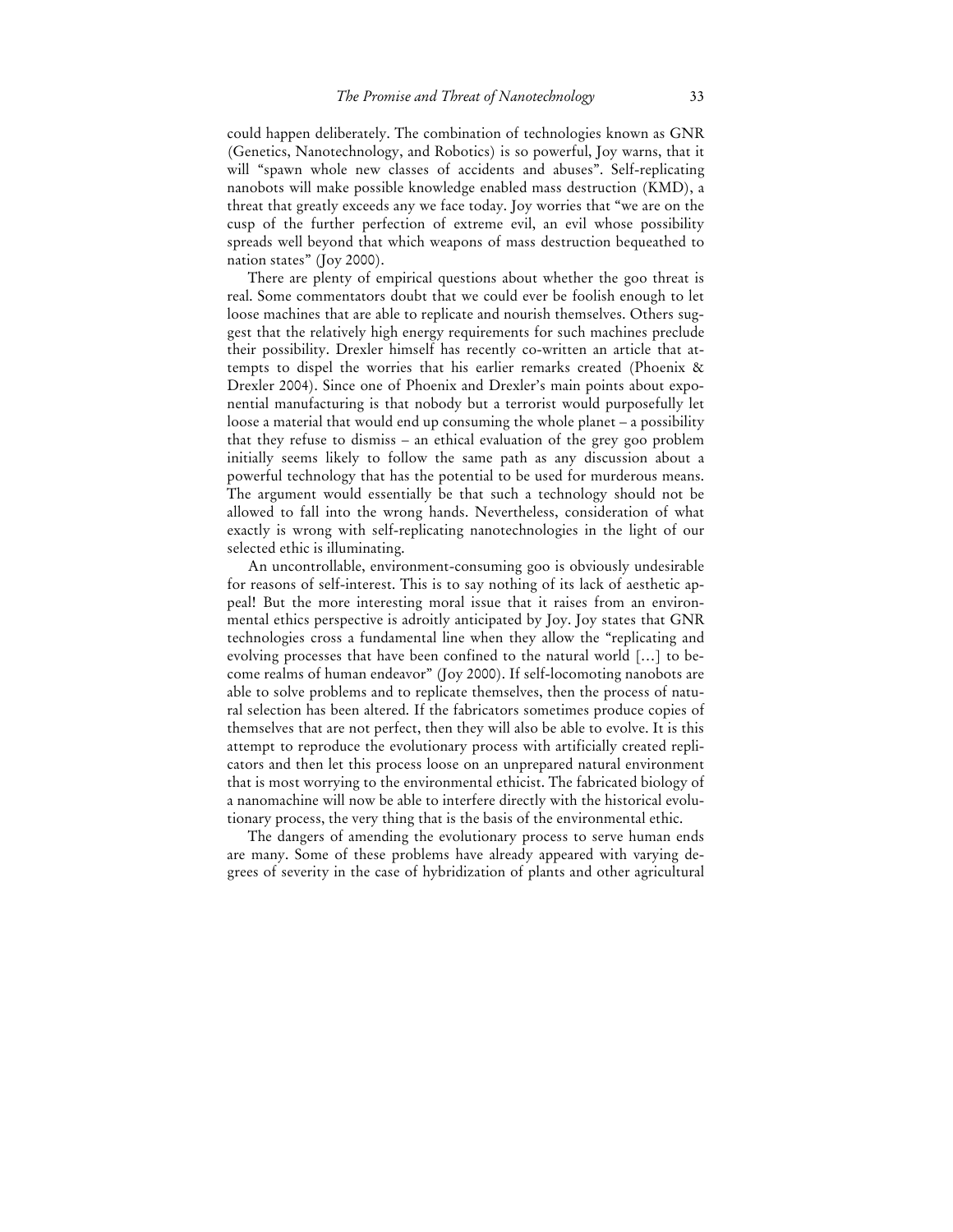could happen deliberately. The combination of technologies known as GNR (Genetics, Nanotechnology, and Robotics) is so powerful, Joy warns, that it will "spawn whole new classes of accidents and abuses". Self-replicating nanobots will make possible knowledge enabled mass destruction (KMD), a threat that greatly exceeds any we face today. Joy worries that "we are on the cusp of the further perfection of extreme evil, an evil whose possibility spreads well beyond that which weapons of mass destruction bequeathed to nation states" (Joy 2000).

There are plenty of empirical questions about whether the goo threat is real. Some commentators doubt that we could ever be foolish enough to let loose machines that are able to replicate and nourish themselves. Others suggest that the relatively high energy requirements for such machines preclude their possibility. Drexler himself has recently co-written an article that attempts to dispel the worries that his earlier remarks created (Phoenix & Drexler 2004). Since one of Phoenix and Drexler's main points about exponential manufacturing is that nobody but a terrorist would purposefully let loose a material that would end up consuming the whole planet – a possibility that they refuse to dismiss – an ethical evaluation of the grey goo problem initially seems likely to follow the same path as any discussion about a powerful technology that has the potential to be used for murderous means. The argument would essentially be that such a technology should not be allowed to fall into the wrong hands. Nevertheless, consideration of what exactly is wrong with self-replicating nanotechnologies in the light of our selected ethic is illuminating.

An uncontrollable, environment-consuming goo is obviously undesirable for reasons of self-interest. This is to say nothing of its lack of aesthetic appeal! But the more interesting moral issue that it raises from an environmental ethics perspective is adroitly anticipated by Joy. Joy states that GNR technologies cross a fundamental line when they allow the "replicating and evolving processes that have been confined to the natural world […] to become realms of human endeavor" (Joy 2000). If self-locomoting nanobots are able to solve problems and to replicate themselves, then the process of natural selection has been altered. If the fabricators sometimes produce copies of themselves that are not perfect, then they will also be able to evolve. It is this attempt to reproduce the evolutionary process with artificially created replicators and then let this process loose on an unprepared natural environment that is most worrying to the environmental ethicist. The fabricated biology of a nanomachine will now be able to interfere directly with the historical evolutionary process, the very thing that is the basis of the environmental ethic.

The dangers of amending the evolutionary process to serve human ends are many. Some of these problems have already appeared with varying degrees of severity in the case of hybridization of plants and other agricultural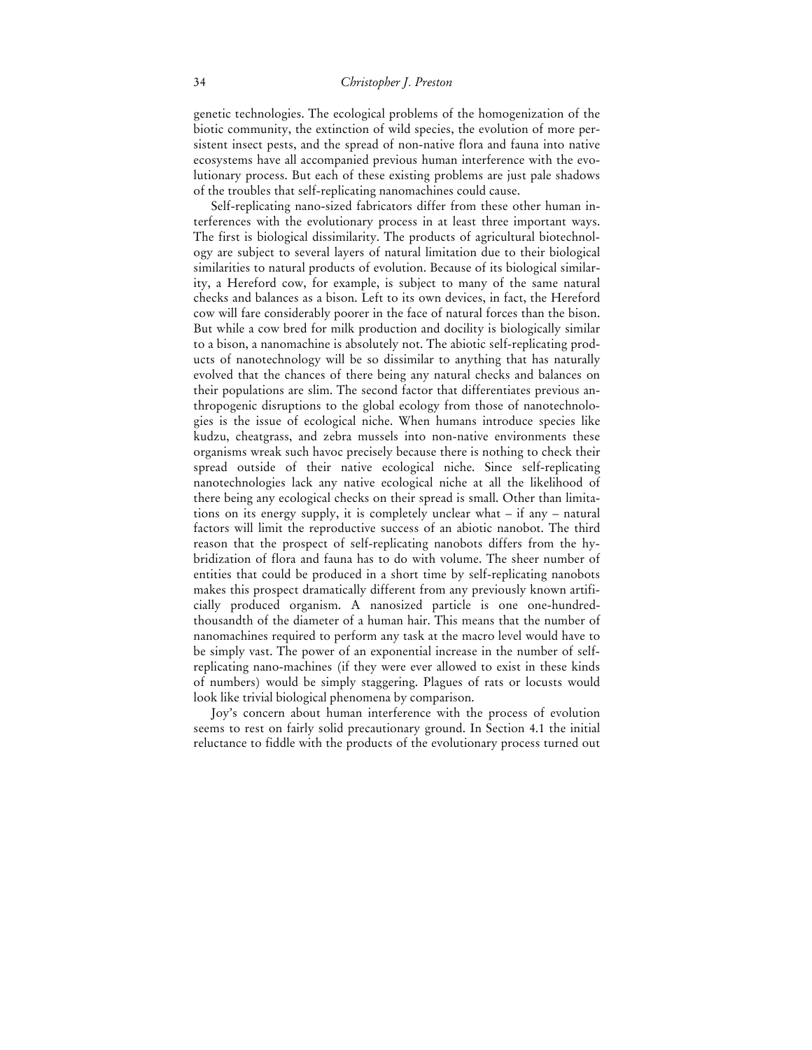genetic technologies. The ecological problems of the homogenization of the biotic community, the extinction of wild species, the evolution of more persistent insect pests, and the spread of non-native flora and fauna into native ecosystems have all accompanied previous human interference with the evolutionary process. But each of these existing problems are just pale shadows of the troubles that self-replicating nanomachines could cause.

Self-replicating nano-sized fabricators differ from these other human interferences with the evolutionary process in at least three important ways. The first is biological dissimilarity. The products of agricultural biotechnology are subject to several layers of natural limitation due to their biological similarities to natural products of evolution. Because of its biological similarity, a Hereford cow, for example, is subject to many of the same natural checks and balances as a bison. Left to its own devices, in fact, the Hereford cow will fare considerably poorer in the face of natural forces than the bison. But while a cow bred for milk production and docility is biologically similar to a bison, a nanomachine is absolutely not. The abiotic self-replicating products of nanotechnology will be so dissimilar to anything that has naturally evolved that the chances of there being any natural checks and balances on their populations are slim. The second factor that differentiates previous anthropogenic disruptions to the global ecology from those of nanotechnologies is the issue of ecological niche. When humans introduce species like kudzu, cheatgrass, and zebra mussels into non-native environments these organisms wreak such havoc precisely because there is nothing to check their spread outside of their native ecological niche. Since self-replicating nanotechnologies lack any native ecological niche at all the likelihood of there being any ecological checks on their spread is small. Other than limitations on its energy supply, it is completely unclear what – if any – natural factors will limit the reproductive success of an abiotic nanobot. The third reason that the prospect of self-replicating nanobots differs from the hybridization of flora and fauna has to do with volume. The sheer number of entities that could be produced in a short time by self-replicating nanobots makes this prospect dramatically different from any previously known artificially produced organism. A nanosized particle is one one-hundred-thousandth of the diameter of a human hair. This means that the number of nanomachines required to perform any task at the macro level would have to be simply vast. The power of an exponential increase in the number of self-replicating nano-machines (if they were ever allowed to exist in these kinds of numbers) would be simply staggering. Plagues of rats or locusts would look like trivial biological phenomena by comparison.

Joy's concern about human interference with the process of evolution seems to rest on fairly solid precautionary ground. In Section 4.1 the initial reluctance to fiddle with the products of the evolutionary process turned out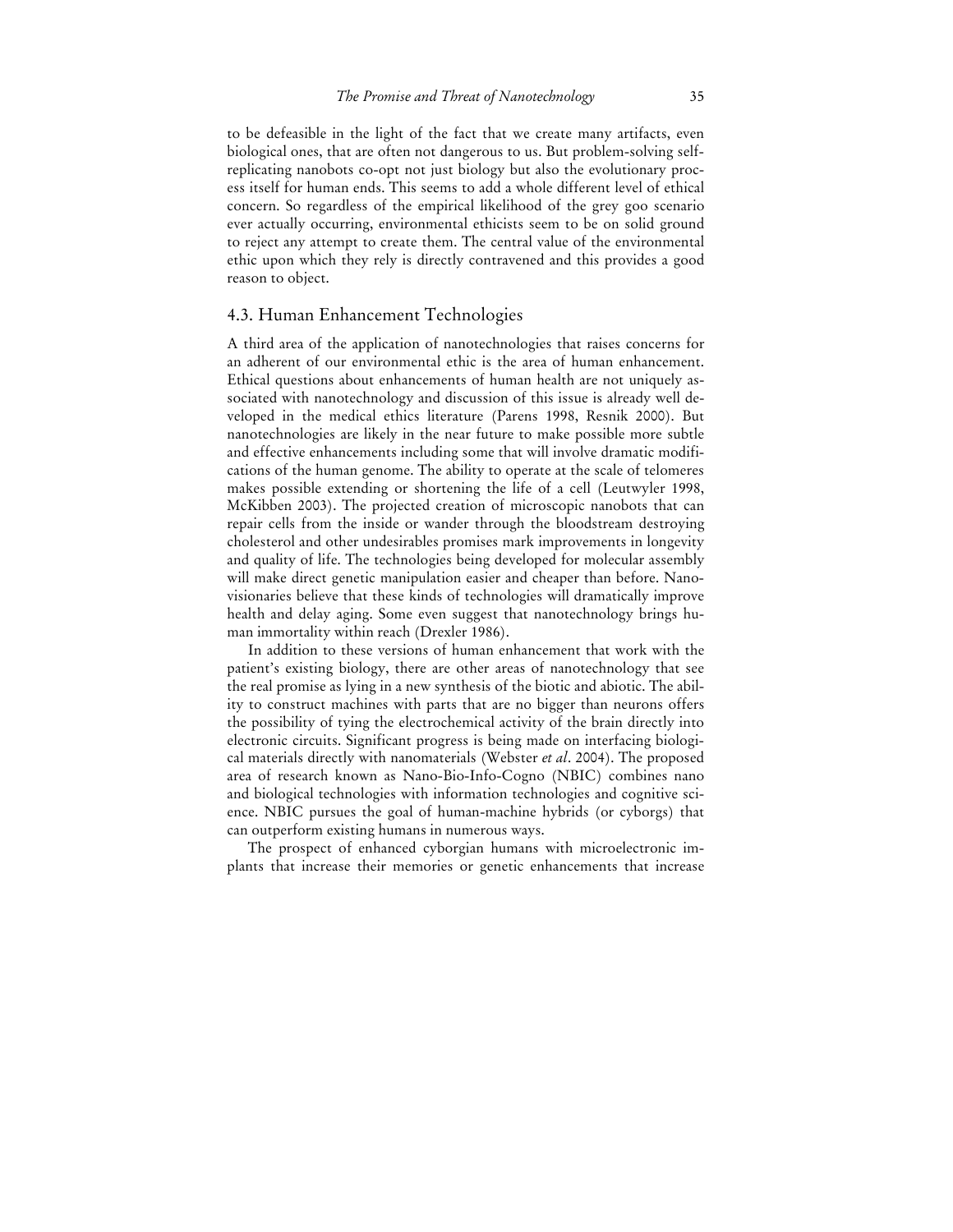to be defeasible in the light of the fact that we create many artifacts, even biological ones, that are often not dangerous to us. But problem-solving self-replicating nanobots co-opt not just biology but also the evolutionary process itself for human ends. This seems to add a whole different level of ethical concern. So regardless of the empirical likelihood of the grey goo scenario ever actually occurring, environmental ethicists seem to be on solid ground to reject any attempt to create them. The central value of the environmental ethic upon which they rely is directly contravened and this provides a good reason to object.

## 4.3. Human Enhancement Technologies

A third area of the application of nanotechnologies that raises concerns for an adherent of our environmental ethic is the area of human enhancement. Ethical questions about enhancements of human health are not uniquely associated with nanotechnology and discussion of this issue is already well developed in the medical ethics literature (Parens 1998, Resnik 2000). But nanotechnologies are likely in the near future to make possible more subtle and effective enhancements including some that will involve dramatic modifications of the human genome. The ability to operate at the scale of telomeres makes possible extending or shortening the life of a cell (Leutwyler 1998, McKibben 2003). The projected creation of microscopic nanobots that can repair cells from the inside or wander through the bloodstream destroying cholesterol and other undesirables promises mark improvements in longevity and quality of life. The technologies being developed for molecular assembly will make direct genetic manipulation easier and cheaper than before. Nanovisionaries believe that these kinds of technologies will dramatically improve health and delay aging. Some even suggest that nanotechnology brings human immortality within reach (Drexler 1986).

In addition to these versions of human enhancement that work with the patient's existing biology, there are other areas of nanotechnology that see the real promise as lying in a new synthesis of the biotic and abiotic. The ability to construct machines with parts that are no bigger than neurons offers the possibility of tying the electrochemical activity of the brain directly into electronic circuits. Significant progress is being made on interfacing biological materials directly with nanomaterials (Webster *et al*. 2004). The proposed area of research known as Nano-Bio-Info-Cogno (NBIC) combines nano and biological technologies with information technologies and cognitive science. NBIC pursues the goal of human-machine hybrids (or cyborgs) that can outperform existing humans in numerous ways.

The prospect of enhanced cyborgian humans with microelectronic implants that increase their memories or genetic enhancements that increase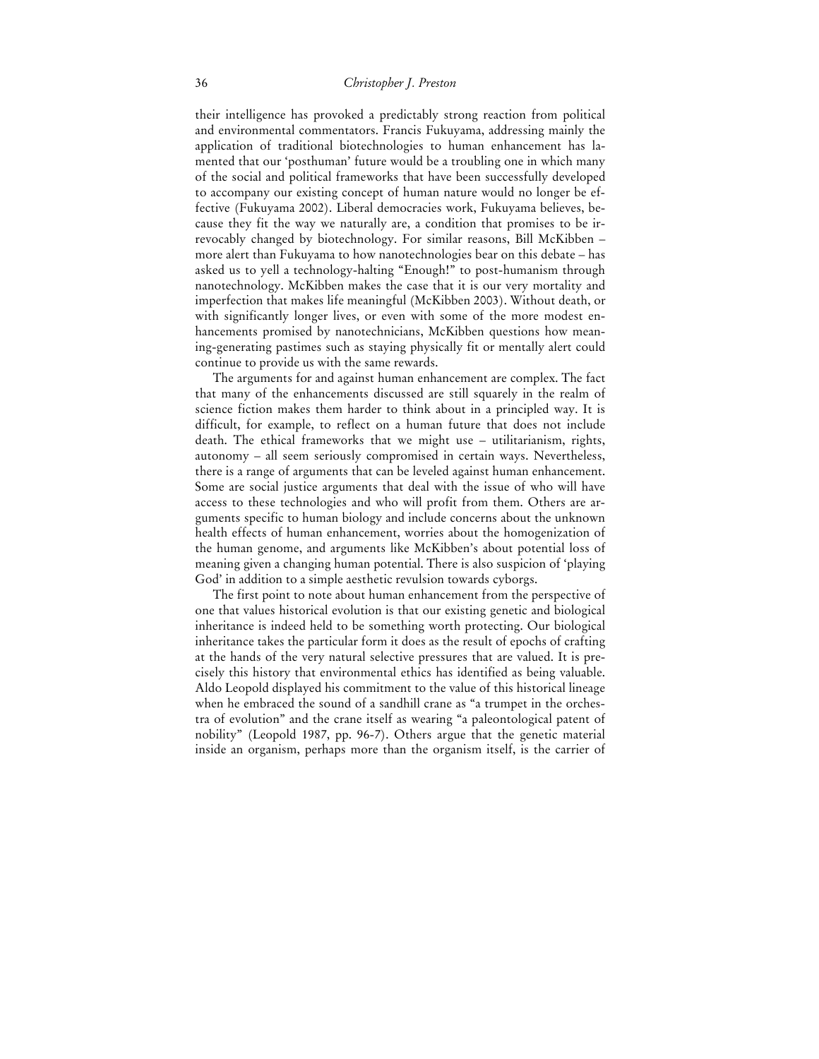their intelligence has provoked a predictably strong reaction from political and environmental commentators. Francis Fukuyama, addressing mainly the application of traditional biotechnologies to human enhancement has lamented that our 'posthuman' future would be a troubling one in which many of the social and political frameworks that have been successfully developed to accompany our existing concept of human nature would no longer be effective (Fukuyama 2002). Liberal democracies work, Fukuyama believes, because they fit the way we naturally are, a condition that promises to be irrevocably changed by biotechnology. For similar reasons, Bill McKibben – more alert than Fukuyama to how nanotechnologies bear on this debate – has asked us to yell a technology-halting "Enough!" to post-humanism through nanotechnology. McKibben makes the case that it is our very mortality and imperfection that makes life meaningful (McKibben 2003). Without death, or with significantly longer lives, or even with some of the more modest enhancements promised by nanotechnicians, McKibben questions how meaning-generating pastimes such as staying physically fit or mentally alert could continue to provide us with the same rewards.

The arguments for and against human enhancement are complex. The fact that many of the enhancements discussed are still squarely in the realm of science fiction makes them harder to think about in a principled way. It is difficult, for example, to reflect on a human future that does not include death. The ethical frameworks that we might use – utilitarianism, rights, autonomy – all seem seriously compromised in certain ways. Nevertheless, there is a range of arguments that can be leveled against human enhancement. Some are social justice arguments that deal with the issue of who will have access to these technologies and who will profit from them. Others are arguments specific to human biology and include concerns about the unknown health effects of human enhancement, worries about the homogenization of the human genome, and arguments like McKibben's about potential loss of meaning given a changing human potential. There is also suspicion of 'playing God' in addition to a simple aesthetic revulsion towards cyborgs.

The first point to note about human enhancement from the perspective of one that values historical evolution is that our existing genetic and biological inheritance is indeed held to be something worth protecting. Our biological inheritance takes the particular form it does as the result of epochs of crafting at the hands of the very natural selective pressures that are valued. It is precisely this history that environmental ethics has identified as being valuable. Aldo Leopold displayed his commitment to the value of this historical lineage when he embraced the sound of a sandhill crane as "a trumpet in the orchestra of evolution" and the crane itself as wearing "a paleontological patent of nobility" (Leopold 1987, pp. 96-7). Others argue that the genetic material inside an organism, perhaps more than the organism itself, is the carrier of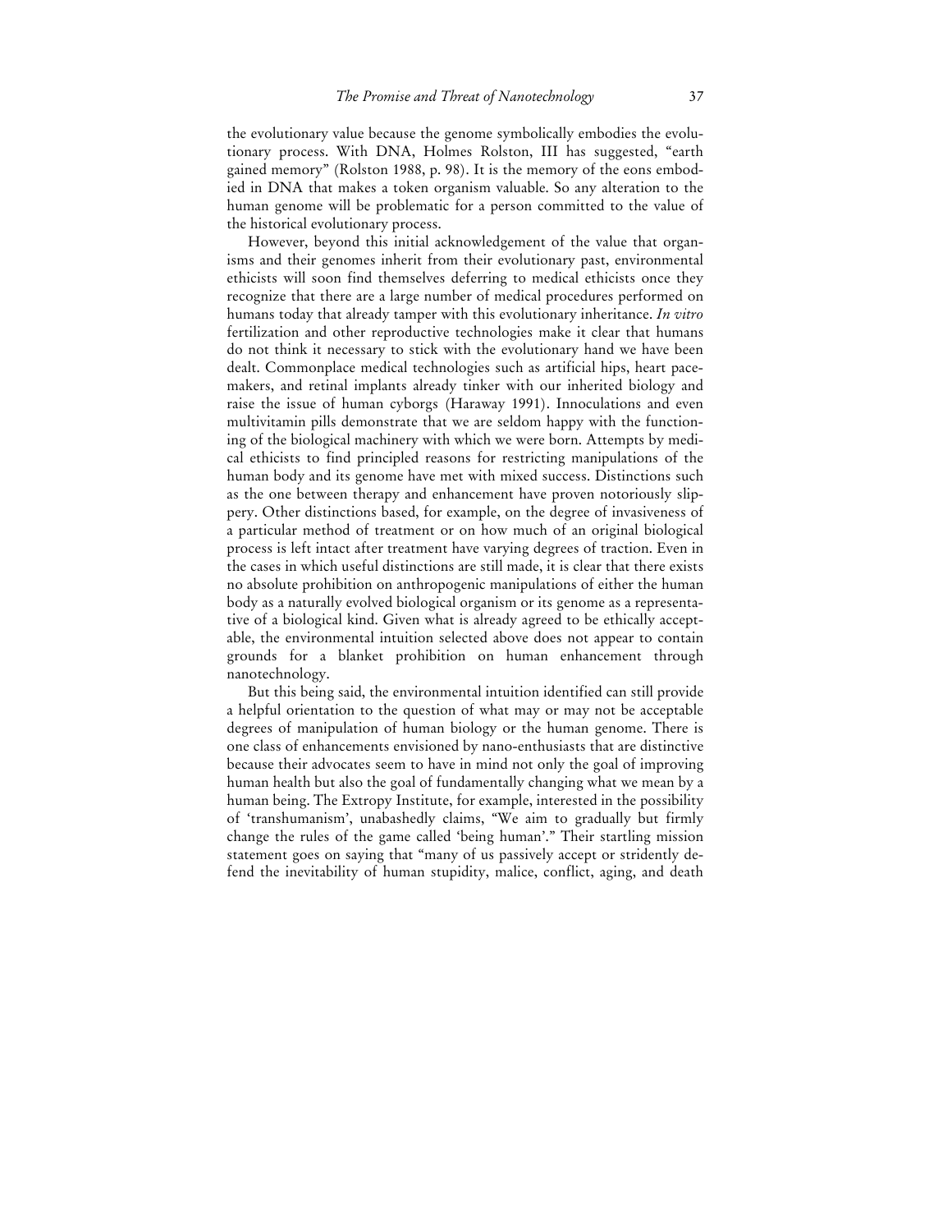the evolutionary value because the genome symbolically embodies the evolutionary process. With DNA, Holmes Rolston, III has suggested, "earth gained memory" (Rolston 1988, p. 98). It is the memory of the eons embodied in DNA that makes a token organism valuable. So any alteration to the human genome will be problematic for a person committed to the value of the historical evolutionary process.

However, beyond this initial acknowledgement of the value that organisms and their genomes inherit from their evolutionary past, environmental ethicists will soon find themselves deferring to medical ethicists once they recognize that there are a large number of medical procedures performed on humans today that already tamper with this evolutionary inheritance. *In vitro* fertilization and other reproductive technologies make it clear that humans do not think it necessary to stick with the evolutionary hand we have been dealt. Commonplace medical technologies such as artificial hips, heart pacemakers, and retinal implants already tinker with our inherited biology and raise the issue of human cyborgs (Haraway 1991). Innoculations and even multivitamin pills demonstrate that we are seldom happy with the functioning of the biological machinery with which we were born. Attempts by medical ethicists to find principled reasons for restricting manipulations of the human body and its genome have met with mixed success. Distinctions such as the one between therapy and enhancement have proven notoriously slippery. Other distinctions based, for example, on the degree of invasiveness of a particular method of treatment or on how much of an original biological process is left intact after treatment have varying degrees of traction. Even in the cases in which useful distinctions are still made, it is clear that there exists no absolute prohibition on anthropogenic manipulations of either the human body as a naturally evolved biological organism or its genome as a representative of a biological kind. Given what is already agreed to be ethically acceptable, the environmental intuition selected above does not appear to contain grounds for a blanket prohibition on human enhancement through nanotechnology.

But this being said, the environmental intuition identified can still provide a helpful orientation to the question of what may or may not be acceptable degrees of manipulation of human biology or the human genome. There is one class of enhancements envisioned by nano-enthusiasts that are distinctive because their advocates seem to have in mind not only the goal of improving human health but also the goal of fundamentally changing what we mean by a human being. The Extropy Institute, for example, interested in the possibility of 'transhumanism', unabashedly claims, "We aim to gradually but firmly change the rules of the game called 'being human'." Their startling mission statement goes on saying that "many of us passively accept or stridently defend the inevitability of human stupidity, malice, conflict, aging, and death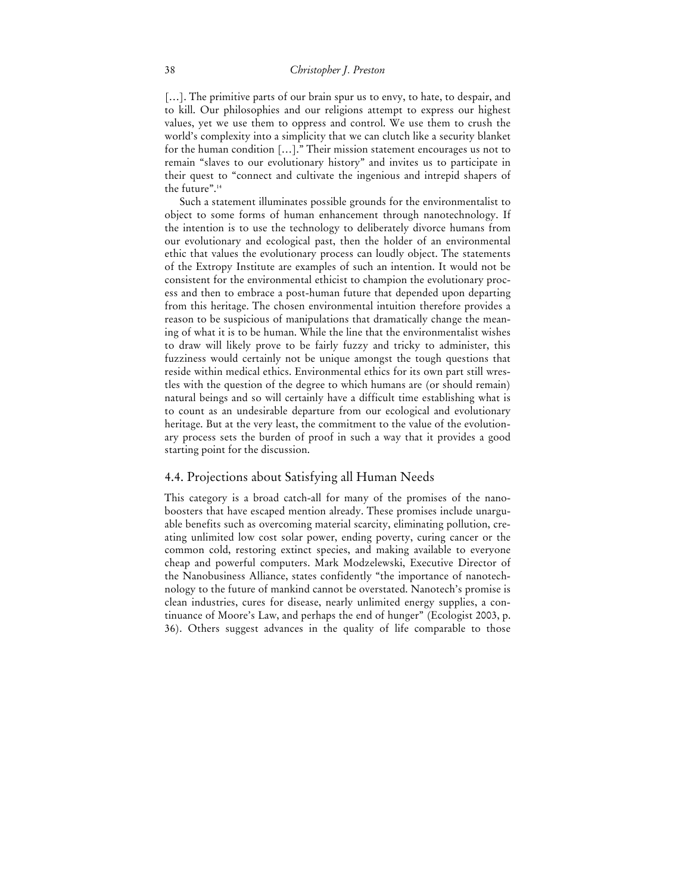[…]. The primitive parts of our brain spur us to envy, to hate, to despair, and to kill. Our philosophies and our religions attempt to express our highest values, yet we use them to oppress and control. We use them to crush the world's complexity into a simplicity that we can clutch like a security blanket for the human condition […]." Their mission statement encourages us not to remain "slaves to our evolutionary history" and invites us to participate in their quest to "connect and cultivate the ingenious and intrepid shapers of the future".[14]

Such a statement illuminates possible grounds for the environmentalist to object to some forms of human enhancement through nanotechnology. If the intention is to use the technology to deliberately divorce humans from our evolutionary and ecological past, then the holder of an environmental ethic that values the evolutionary process can loudly object. The statements of the Extropy Institute are examples of such an intention. It would not be consistent for the environmental ethicist to champion the evolutionary process and then to embrace a post-human future that depended upon departing from this heritage. The chosen environmental intuition therefore provides a reason to be suspicious of manipulations that dramatically change the meaning of what it is to be human. While the line that the environmentalist wishes to draw will likely prove to be fairly fuzzy and tricky to administer, this fuzziness would certainly not be unique amongst the tough questions that reside within medical ethics. Environmental ethics for its own part still wrestles with the question of the degree to which humans are (or should remain) natural beings and so will certainly have a difficult time establishing what is to count as an undesirable departure from our ecological and evolutionary heritage. But at the very least, the commitment to the value of the evolutionary process sets the burden of proof in such a way that it provides a good starting point for the discussion.

## 4.4. Projections about Satisfying all Human Needs

This category is a broad catch-all for many of the promises of the nano-boosters that have escaped mention already. These promises include unarguable benefits such as overcoming material scarcity, eliminating pollution, creating unlimited low cost solar power, ending poverty, curing cancer or the common cold, restoring extinct species, and making available to everyone cheap and powerful computers. Mark Modzelewski, Executive Director of the Nanobusiness Alliance, states confidently "the importance of nanotechnology to the future of mankind cannot be overstated. Nanotech's promise is clean industries, cures for disease, nearly unlimited energy supplies, a continuance of Moore's Law, and perhaps the end of hunger" (Ecologist 2003, p. 36). Others suggest advances in the quality of life comparable to those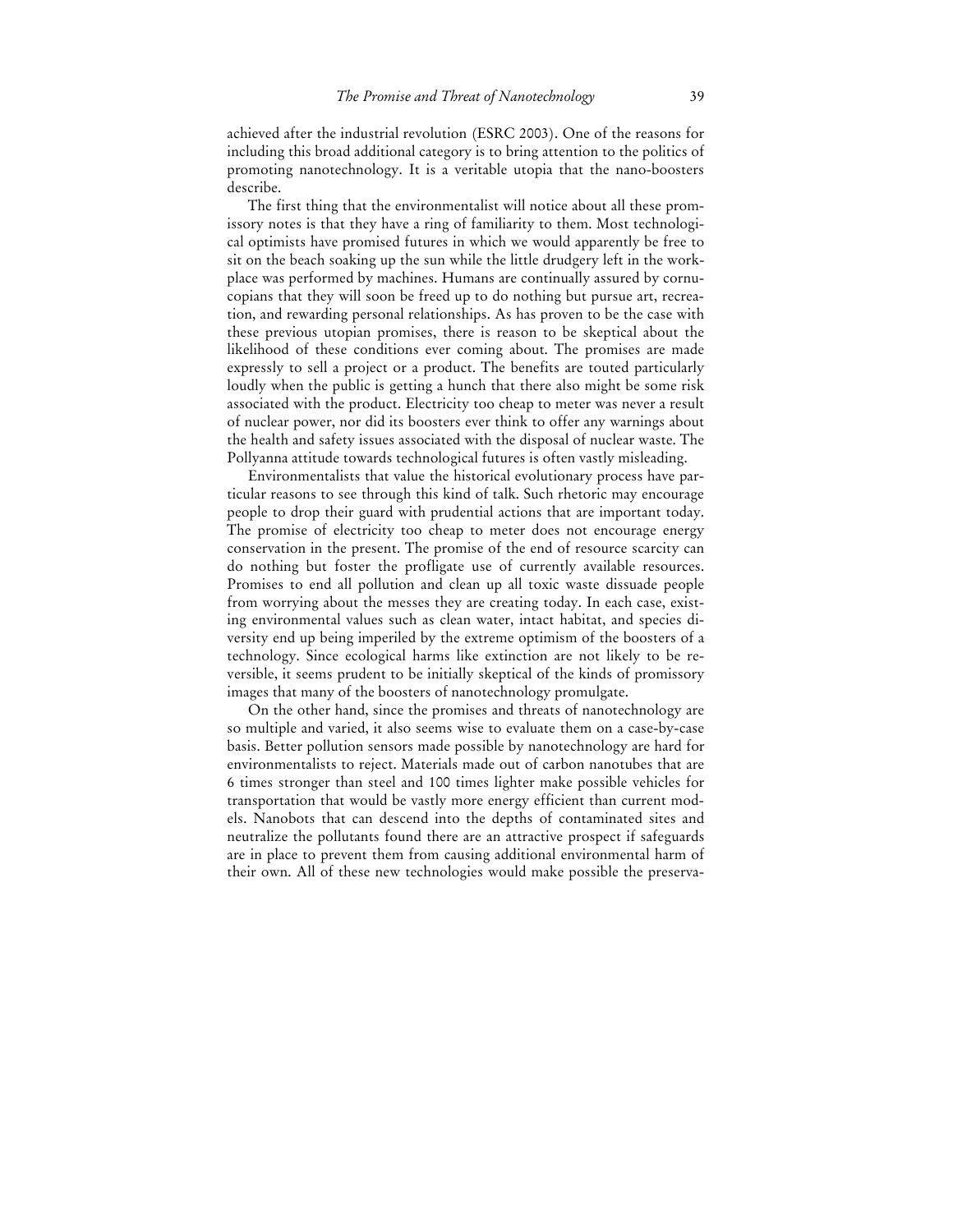achieved after the industrial revolution (ESRC 2003). One of the reasons for including this broad additional category is to bring attention to the politics of promoting nanotechnology. It is a veritable utopia that the nano-boosters describe.

The first thing that the environmentalist will notice about all these promissory notes is that they have a ring of familiarity to them. Most technological optimists have promised futures in which we would apparently be free to sit on the beach soaking up the sun while the little drudgery left in the workplace was performed by machines. Humans are continually assured by cornucopians that they will soon be freed up to do nothing but pursue art, recreation, and rewarding personal relationships. As has proven to be the case with these previous utopian promises, there is reason to be skeptical about the likelihood of these conditions ever coming about. The promises are made expressly to sell a project or a product. The benefits are touted particularly loudly when the public is getting a hunch that there also might be some risk associated with the product. Electricity too cheap to meter was never a result of nuclear power, nor did its boosters ever think to offer any warnings about the health and safety issues associated with the disposal of nuclear waste. The Pollyanna attitude towards technological futures is often vastly misleading.

Environmentalists that value the historical evolutionary process have particular reasons to see through this kind of talk. Such rhetoric may encourage people to drop their guard with prudential actions that are important today. The promise of electricity too cheap to meter does not encourage energy conservation in the present. The promise of the end of resource scarcity can do nothing but foster the profligate use of currently available resources. Promises to end all pollution and clean up all toxic waste dissuade people from worrying about the messes they are creating today. In each case, existing environmental values such as clean water, intact habitat, and species diversity end up being imperiled by the extreme optimism of the boosters of a technology. Since ecological harms like extinction are not likely to be reversible, it seems prudent to be initially skeptical of the kinds of promissory images that many of the boosters of nanotechnology promulgate.

On the other hand, since the promises and threats of nanotechnology are so multiple and varied, it also seems wise to evaluate them on a case-by-case basis. Better pollution sensors made possible by nanotechnology are hard for environmentalists to reject. Materials made out of carbon nanotubes that are 6 times stronger than steel and 100 times lighter make possible vehicles for transportation that would be vastly more energy efficient than current models. Nanobots that can descend into the depths of contaminated sites and neutralize the pollutants found there are an attractive prospect if safeguards are in place to prevent them from causing additional environmental harm of their own. All of these new technologies would make possible the preserva-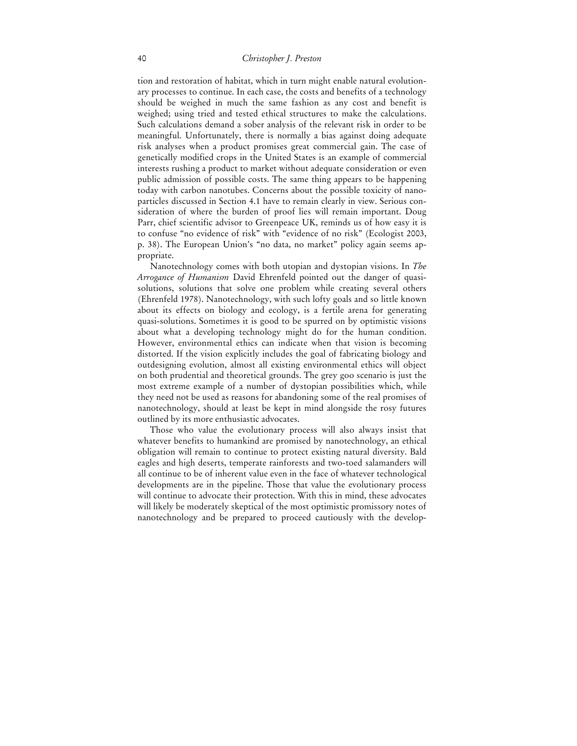tion and restoration of habitat, which in turn might enable natural evolutionary processes to continue. In each case, the costs and benefits of a technology should be weighed in much the same fashion as any cost and benefit is weighed; using tried and tested ethical structures to make the calculations. Such calculations demand a sober analysis of the relevant risk in order to be meaningful. Unfortunately, there is normally a bias against doing adequate risk analyses when a product promises great commercial gain. The case of genetically modified crops in the United States is an example of commercial interests rushing a product to market without adequate consideration or even public admission of possible costs. The same thing appears to be happening today with carbon nanotubes. Concerns about the possible toxicity of nanoparticles discussed in Section 4.1 have to remain clearly in view. Serious consideration of where the burden of proof lies will remain important. Doug Parr, chief scientific advisor to Greenpeace UK, reminds us of how easy it is to confuse "no evidence of risk" with "evidence of no risk" (Ecologist 2003, p. 38). The European Union's "no data, no market" policy again seems appropriate.

Nanotechnology comes with both utopian and dystopian visions. In *The Arrogance of Humanism* David Ehrenfeld pointed out the danger of quasi-solutions, solutions that solve one problem while creating several others (Ehrenfeld 1978). Nanotechnology, with such lofty goals and so little known about its effects on biology and ecology, is a fertile arena for generating quasi-solutions. Sometimes it is good to be spurred on by optimistic visions about what a developing technology might do for the human condition. However, environmental ethics can indicate when that vision is becoming distorted. If the vision explicitly includes the goal of fabricating biology and outdesigning evolution, almost all existing environmental ethics will object on both prudential and theoretical grounds. The grey goo scenario is just the most extreme example of a number of dystopian possibilities which, while they need not be used as reasons for abandoning some of the real promises of nanotechnology, should at least be kept in mind alongside the rosy futures outlined by its more enthusiastic advocates.

Those who value the evolutionary process will also always insist that whatever benefits to humankind are promised by nanotechnology, an ethical obligation will remain to continue to protect existing natural diversity. Bald eagles and high deserts, temperate rainforests and two-toed salamanders will all continue to be of inherent value even in the face of whatever technological developments are in the pipeline. Those that value the evolutionary process will continue to advocate their protection. With this in mind, these advocates will likely be moderately skeptical of the most optimistic promissory notes of nanotechnology and be prepared to proceed cautiously with the develop-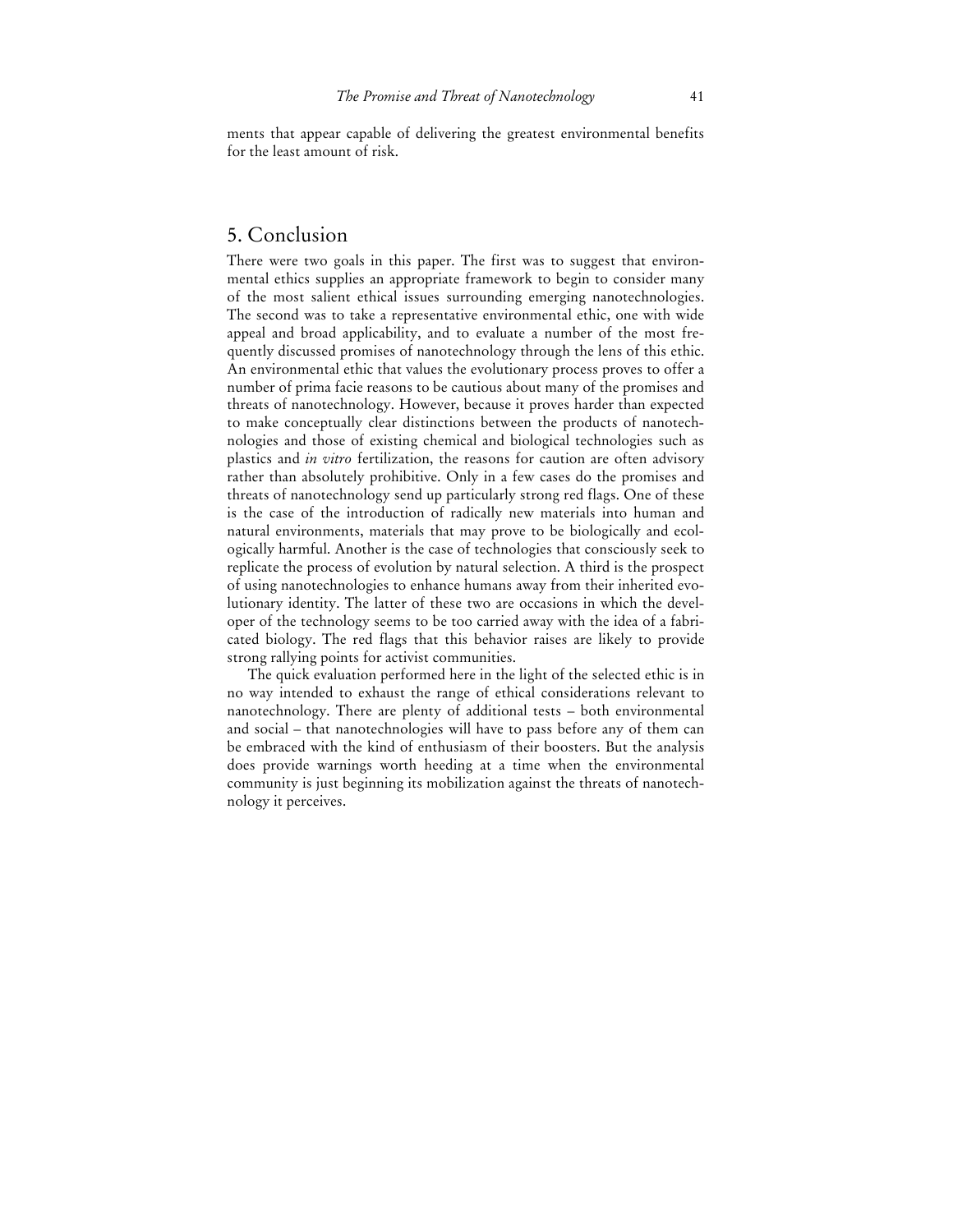ments that appear capable of delivering the greatest environmental benefits for the least amount of risk.

## 5. Conclusion

There were two goals in this paper. The first was to suggest that environmental ethics supplies an appropriate framework to begin to consider many of the most salient ethical issues surrounding emerging nanotechnologies. The second was to take a representative environmental ethic, one with wide appeal and broad applicability, and to evaluate a number of the most frequently discussed promises of nanotechnology through the lens of this ethic. An environmental ethic that values the evolutionary process proves to offer a number of prima facie reasons to be cautious about many of the promises and threats of nanotechnology. However, because it proves harder than expected to make conceptually clear distinctions between the products of nanotechnologies and those of existing chemical and biological technologies such as plastics and *in vitro* fertilization, the reasons for caution are often advisory rather than absolutely prohibitive. Only in a few cases do the promises and threats of nanotechnology send up particularly strong red flags. One of these is the case of the introduction of radically new materials into human and natural environments, materials that may prove to be biologically and ecologically harmful. Another is the case of technologies that consciously seek to replicate the process of evolution by natural selection. A third is the prospect of using nanotechnologies to enhance humans away from their inherited evolutionary identity. The latter of these two are occasions in which the developer of the technology seems to be too carried away with the idea of a fabricated biology. The red flags that this behavior raises are likely to provide strong rallying points for activist communities.

The quick evaluation performed here in the light of the selected ethic is in no way intended to exhaust the range of ethical considerations relevant to nanotechnology. There are plenty of additional tests – both environmental and social – that nanotechnologies will have to pass before any of them can be embraced with the kind of enthusiasm of their boosters. But the analysis does provide warnings worth heeding at a time when the environmental community is just beginning its mobilization against the threats of nanotechnology it perceives.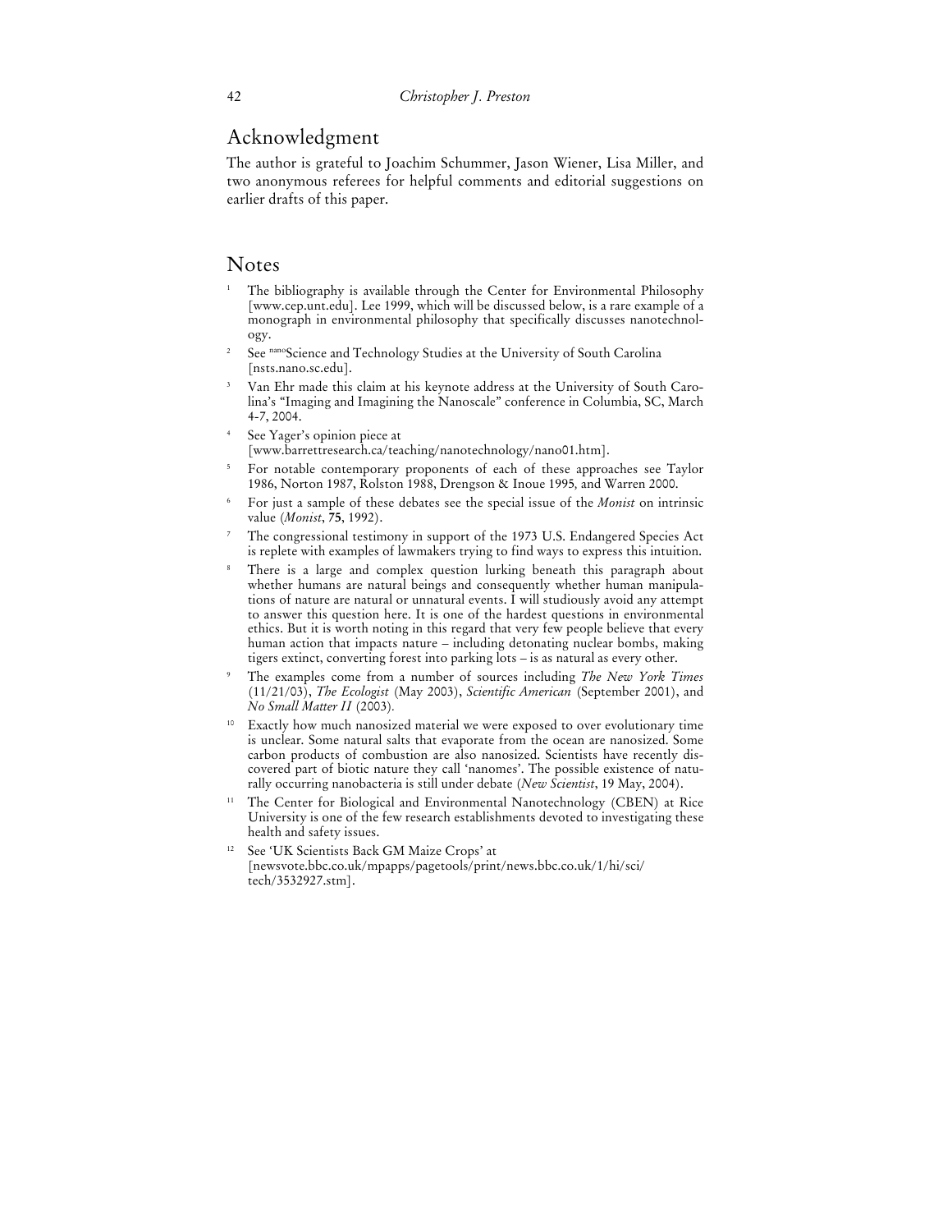## Acknowledgment

The author is grateful to Joachim Schummer, Jason Wiener, Lisa Miller, and two anonymous referees for helpful comments and editorial suggestions on earlier drafts of this paper.

## Notes

1. The bibliography is available through the Center for Environmental Philosophy [www.cep.unt.edu]. Lee 1999, which will be discussed below, is a rare example of a monograph in environmental philosophy that specifically discusses nanotechnology.
2. See nanoScience and Technology Studies at the University of South Carolina [nsts.nano.sc.edu].
3. Van Ehr made this claim at his keynote address at the University of South Carolina's "Imaging and Imagining the Nanoscale" conference in Columbia, SC, March 4-7, 2004.
4. See Yager's opinion piece at [www.barrettresearch.ca/teaching/nanotechnology/nano01.htm].
5. For notable contemporary proponents of each of these approaches see Taylor 1986, Norton 1987, Rolston 1988, Drengson & Inoue 1995, and Warren 2000.
6. For just a sample of these debates see the special issue of the *Monist* on intrinsic value (*Monist*, **75**, 1992).
7. The congressional testimony in support of the 1973 U.S. Endangered Species Act is replete with examples of lawmakers trying to find ways to express this intuition.
8. There is a large and complex question lurking beneath this paragraph about whether humans are natural beings and consequently whether human manipulations of nature are natural or unnatural events. I will studiously avoid any attempt to answer this question here. It is one of the hardest questions in environmental ethics. But it is worth noting in this regard that very few people believe that every human action that impacts nature – including detonating nuclear bombs, making tigers extinct, converting forest into parking lots – is as natural as every other.
9. The examples come from a number of sources including *The New York Times* (11/21/03), *The Ecologist* (May 2003), *Scientific American* (September 2001), and *No Small Matter II* (2003).
10. Exactly how much nanosized material we were exposed to over evolutionary time is unclear. Some natural salts that evaporate from the ocean are nanosized. Some carbon products of combustion are also nanosized. Scientists have recently discovered part of biotic nature they call 'nanomes'. The possible existence of naturally occurring nanobacteria is still under debate (*New Scientist*, 19 May, 2004).
11. The Center for Biological and Environmental Nanotechnology (CBEN) at Rice University is one of the few research establishments devoted to investigating these health and safety issues.
12. See 'UK Scientists Back GM Maize Crops' at [newsvote.bbc.co.uk/mpapps/pagetools/print/news.bbc.co.uk/1/hi/sci/tech/3532927.stm].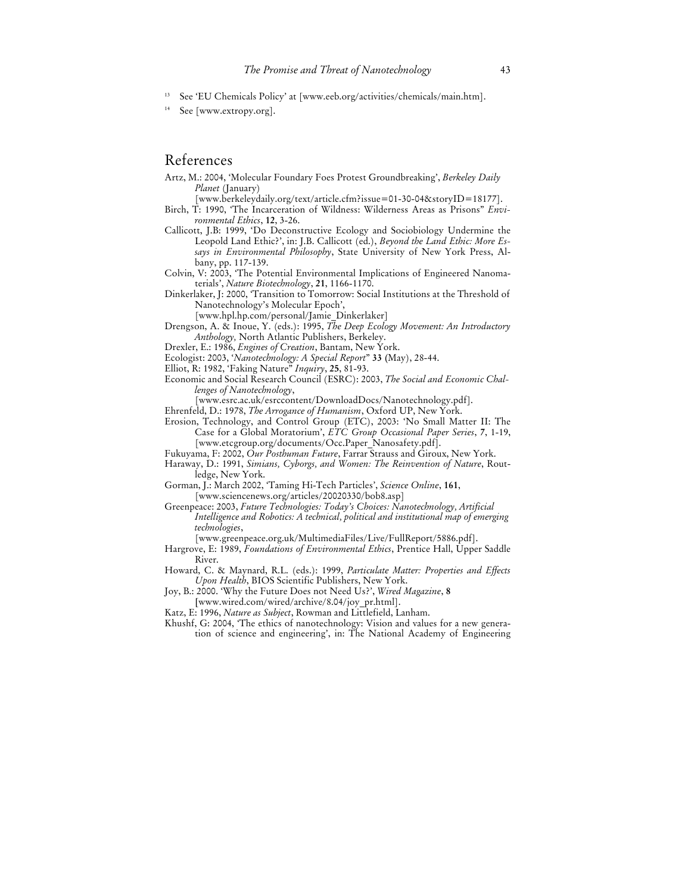[13] See 'EU Chemicals Policy' at [www.eeb.org/activities/chemicals/main.htm].

[14] See [www.extropy.org].

## References

Artz, M.: 2004, 'Molecular Foundary Foes Protest Groundbreaking', *Berkeley Daily Planet* (January) [www.berkeleydaily.org/text/article.cfm?issue=01-30-04&storyID=18177].

Birch, T: 1990, 'The Incarceration of Wildness: Wilderness Areas as Prisons" *Environmental Ethics*, **12**, 3-26.

Callicott, J.B: 1999, 'Do Deconstructive Ecology and Sociobiology Undermine the Leopold Land Ethic?', in: J.B. Callicott (ed.), *Beyond the Land Ethic: More Essays in Environmental Philosophy*, State University of New York Press, Albany, pp. 117-139.

Colvin, V: 2003, 'The Potential Environmental Implications of Engineered Nanomaterials', *Nature Biotechnology*, **21**, 1166-1170.

Dinkerlaker, J: 2000, 'Transition to Tomorrow: Social Institutions at the Threshold of Nanotechnology's Molecular Epoch', [www.hpl.hp.com/personal/Jamie_Dinkerlaker]

Drengson, A. & Inoue, Y. (eds.): 1995, *The Deep Ecology Movement: An Introductory Anthology,* North Atlantic Publishers, Berkeley.

Drexler, E.: 1986, *Engines of Creation*, Bantam, New York.

Ecologist: 2003, '*Nanotechnology: A Special Report*" **33** (May), 28-44.

Elliot, R: 1982, 'Faking Nature" *Inquiry*, **25**, 81-93.

Economic and Social Research Council (ESRC): 2003, *The Social and Economic Challenges of Nanotechnology*, [www.esrc.ac.uk/esrccontent/DownloadDocs/Nanotechnology.pdf].

Ehrenfeld, D.: 1978, *The Arrogance of Humanism*, Oxford UP, New York.

Erosion, Technology, and Control Group (ETC), 2003: 'No Small Matter II: The Case for a Global Moratorium', *ETC Group Occasional Paper Series*, **7**, 1-19, [www.etcgroup.org/documents/Occ.Paper_Nanosafety.pdf].

Fukuyama, F: 2002, *Our Posthuman Future*, Farrar Strauss and Giroux, New York.

Haraway, D.: 1991, *Simians, Cyborgs, and Women: The Reinvention of Nature*, Routledge, New York.

Gorman, J.: March 2002, 'Taming Hi-Tech Particles', *Science Online*, **161**, [www.sciencenews.org/articles/20020330/bob8.asp]

Greenpeace: 2003, *Future Technologies: Today's Choices: Nanotechnology, Artificial Intelligence and Robotics: A technical, political and institutional map of emerging technologies*, [www.greenpeace.org.uk/MultimediaFiles/Live/FullReport/5886.pdf].

Hargrove, E: 1989, *Foundations of Environmental Ethics*, Prentice Hall, Upper Saddle River.

Howard, C. & Maynard, R.L. (eds.): 1999, *Particulate Matter: Properties and Effects Upon Health*, BIOS Scientific Publishers, New York.

Joy, B.: 2000. 'Why the Future Does not Need Us?', *Wired Magazine*, **8** [www.wired.com/wired/archive/8.04/joy_pr.html].

Katz, E: 1996, *Nature as Subject*, Rowman and Littlefield, Lanham.

Khushf, G: 2004, 'The ethics of nanotechnology: Vision and values for a new generation of science and engineering', in: The National Academy of Engineering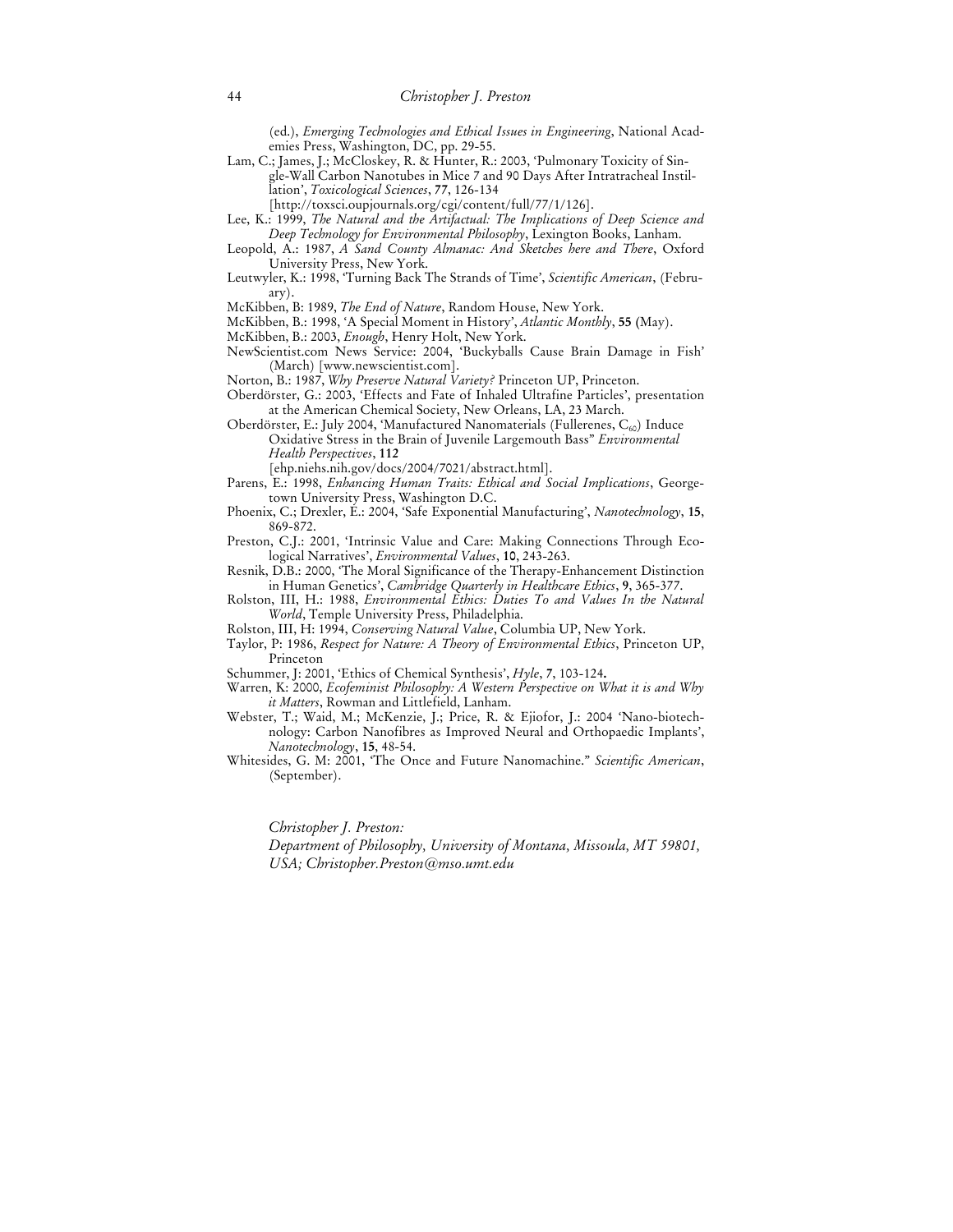(ed.), *Emerging Technologies and Ethical Issues in Engineering*, National Academies Press, Washington, DC, pp. 29-55.

Lam, C.; James, J.; McCloskey, R. & Hunter, R.: 2003, 'Pulmonary Toxicity of Single-Wall Carbon Nanotubes in Mice 7 and 90 Days After Intratracheal Instillation', *Toxicological Sciences*, **77**, 126-134 [http://toxsci.oupjournals.org/cgi/content/full/77/1/126].

Lee, K.: 1999, *The Natural and the Artifactual: The Implications of Deep Science and Deep Technology for Environmental Philosophy*, Lexington Books, Lanham.

Leopold, A.: 1987, *A Sand County Almanac: And Sketches here and There*, Oxford University Press, New York.

Leutwyler, K.: 1998, 'Turning Back The Strands of Time', *Scientific American*, (February).

McKibben, B: 1989, *The End of Nature*, Random House, New York.

McKibben, B.: 1998, 'A Special Moment in History', *Atlantic Monthly*, **55** (May).

McKibben, B.: 2003, *Enough*, Henry Holt, New York.

NewScientist.com News Service: 2004, 'Buckyballs Cause Brain Damage in Fish' (March) [www.newscientist.com].

Norton, B.: 1987, *Why Preserve Natural Variety?* Princeton UP, Princeton.

Oberdörster, G.: 2003, 'Effects and Fate of Inhaled Ultrafine Particles', presentation at the American Chemical Society, New Orleans, LA, 23 March.

Oberdörster, E.: July 2004, 'Manufactured Nanomaterials (Fullerenes, $C_{60}$) Induce Oxidative Stress in the Brain of Juvenile Largemouth Bass" *Environmental Health Perspectives*, **112** [ehp.niehs.nih.gov/docs/2004/7021/abstract.html].

Parens, E.: 1998, *Enhancing Human Traits: Ethical and Social Implications*, Georgetown University Press, Washington D.C.

Phoenix, C.; Drexler, E.: 2004, 'Safe Exponential Manufacturing', *Nanotechnology*, **15**, 869-872.

Preston, C.J.: 2001, 'Intrinsic Value and Care: Making Connections Through Ecological Narratives', *Environmental Values*, **10**, 243-263.

Resnik, D.B.: 2000, 'The Moral Significance of the Therapy-Enhancement Distinction in Human Genetics', *Cambridge Quarterly in Healthcare Ethics*, **9**, 365-377.

Rolston, III, H.: 1988, *Environmental Ethics: Duties To and Values In the Natural World*, Temple University Press, Philadelphia.

Rolston, III, H: 1994, *Conserving Natural Value*, Columbia UP, New York.

Taylor, P: 1986, *Respect for Nature: A Theory of Environmental Ethics*, Princeton UP, Princeton

Schummer, J: 2001, 'Ethics of Chemical Synthesis', *Hyle*, **7**, 103-124.

Warren, K: 2000, *Ecofeminist Philosophy: A Western Perspective on What it is and Why it Matters*, Rowman and Littlefield, Lanham.

Webster, T.; Waid, M.; McKenzie, J.; Price, R. & Ejiofor, J.: 2004 'Nano-biotechnology: Carbon Nanofibres as Improved Neural and Orthopaedic Implants', *Nanotechnology*, **15**, 48-54.

Whitesides, G. M: 2001, 'The Once and Future Nanomachine." *Scientific American*, (September).

*Christopher J. Preston:*
*Department of Philosophy, University of Montana, Missoula, MT 59801, USA; Christopher.Preston@mso.umt.edu*